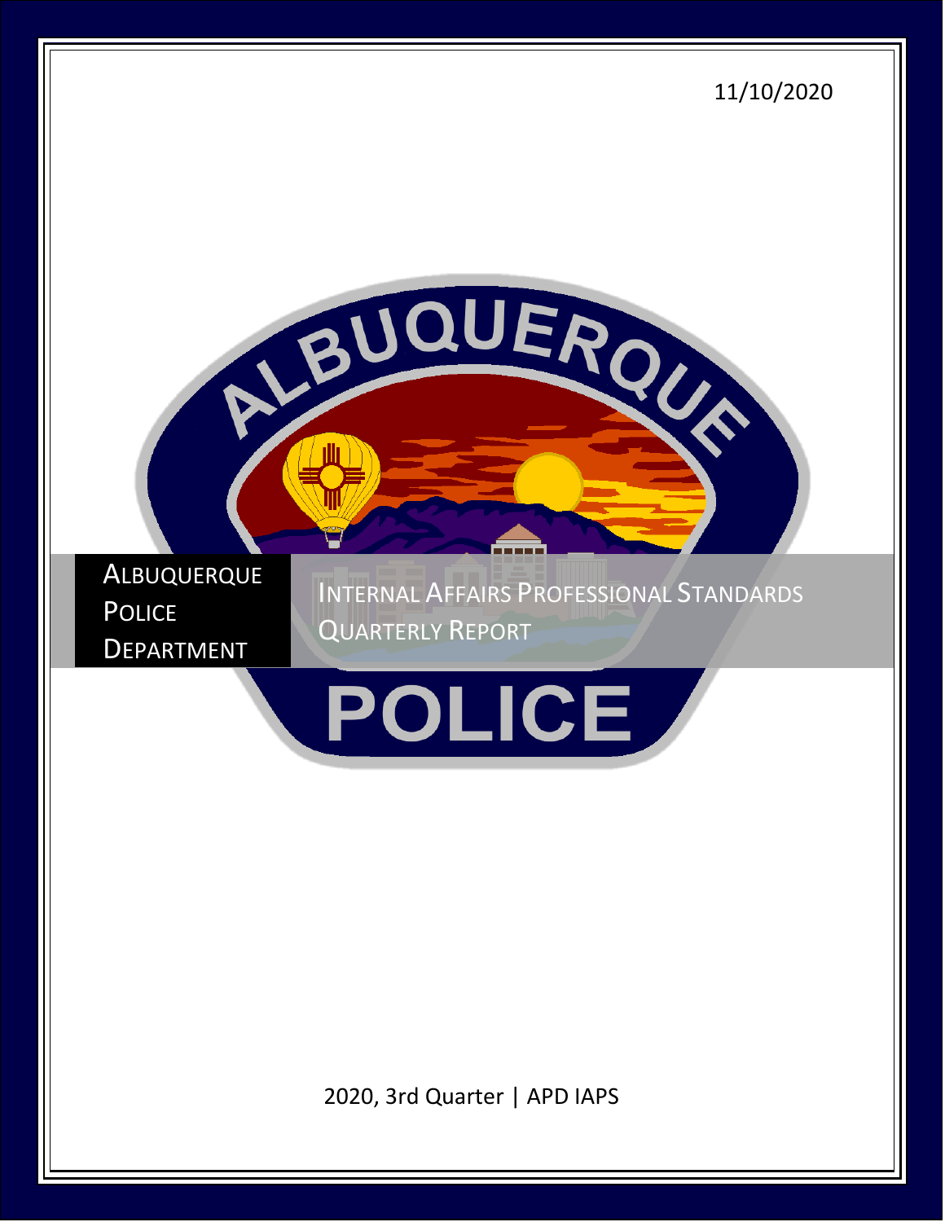11/10/2020

# Albuquerque Police Department

## Internal Affairs Professional Standards Quarterly Report

2020, 3rd Quarter | APD IAPS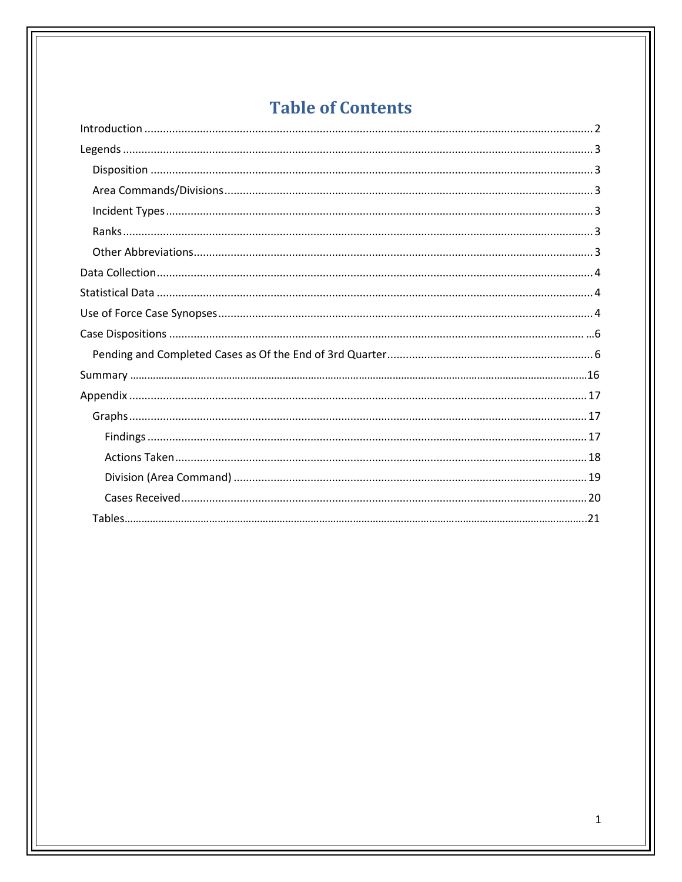# Table of Contents

Introduction ........................................................................................................................................ 2

Legends .............................................................................................................................................. 3

- Disposition ..................................................................................................................................... 3
- Area Commands/Divisions ............................................................................................................ 3
- Incident Types ............................................................................................................................... 3
- Ranks ............................................................................................................................................. 3
- Other Abbreviations ....................................................................................................................... 3

Data Collection .................................................................................................................................... 4

Statistical Data .................................................................................................................................... 4

Use of Force Case Synopses ................................................................................................................ 4

Case Dispositions ................................................................................................................................ …6

- Pending and Completed Cases as Of the End of 3rd Quarter ......................................................... 6

Summary ............................................................................................................................................ 16

Appendix ............................................................................................................................................ 17

- Graphs ........................................................................................................................................... 17
  - Findings ...................................................................................................................................... 17
  - Actions Taken .............................................................................................................................. 18
  - Division (Area Command) .......................................................................................................... 19
  - Cases Received ........................................................................................................................... 20
- Tables .............................................................................................................................................. 21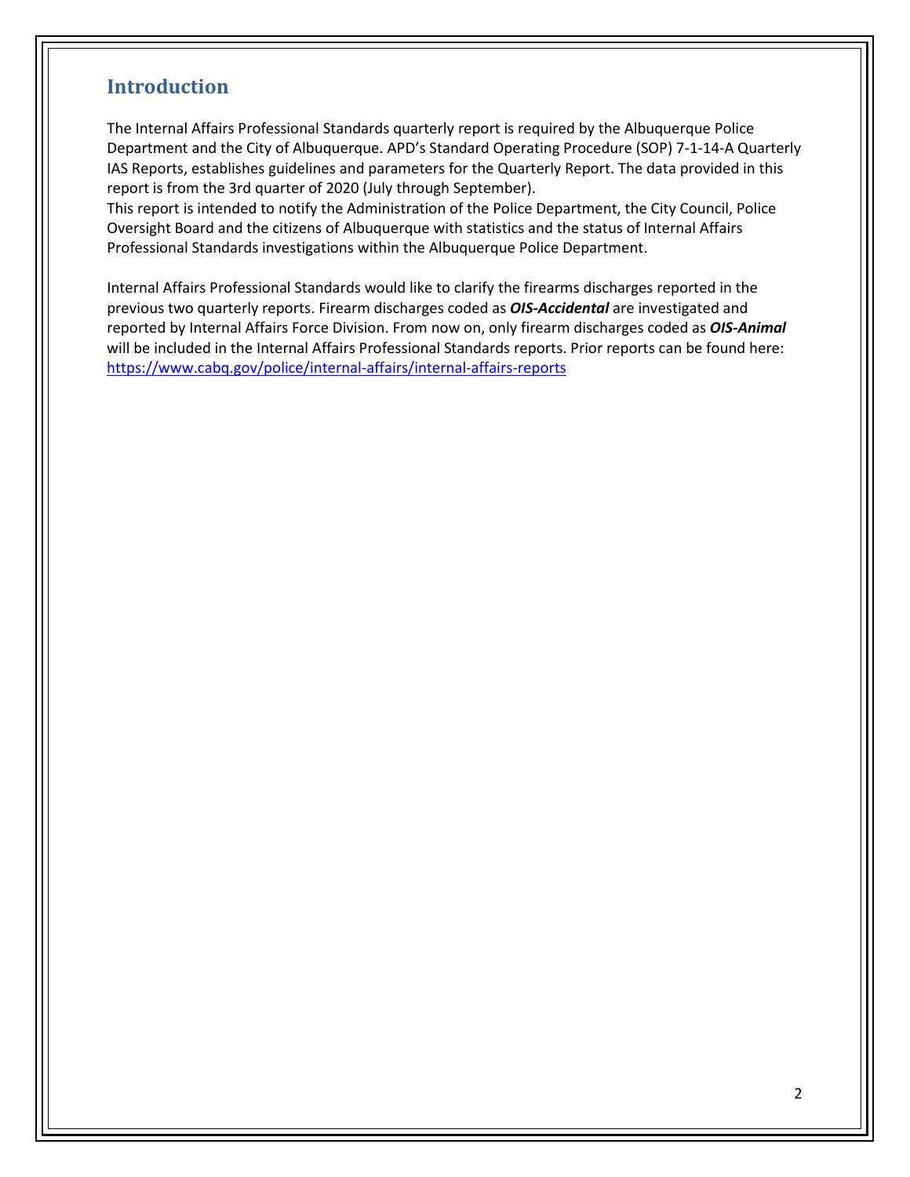## Introduction

The Internal Affairs Professional Standards quarterly report is required by the Albuquerque Police Department and the City of Albuquerque. APD's Standard Operating Procedure (SOP) 7-1-14-A Quarterly IAS Reports, establishes guidelines and parameters for the Quarterly Report. The data provided in this report is from the 3rd quarter of 2020 (July through September).
This report is intended to notify the Administration of the Police Department, the City Council, Police Oversight Board and the citizens of Albuquerque with statistics and the status of Internal Affairs Professional Standards investigations within the Albuquerque Police Department.

Internal Affairs Professional Standards would like to clarify the firearms discharges reported in the previous two quarterly reports. Firearm discharges coded as ***OIS-Accidental*** are investigated and reported by Internal Affairs Force Division. From now on, only firearm discharges coded as ***OIS-Animal*** will be included in the Internal Affairs Professional Standards reports. Prior reports can be found here: [https://www.cabq.gov/police/internal-affairs/internal-affairs-reports](https://www.cabq.gov/police/internal-affairs/internal-affairs-reports)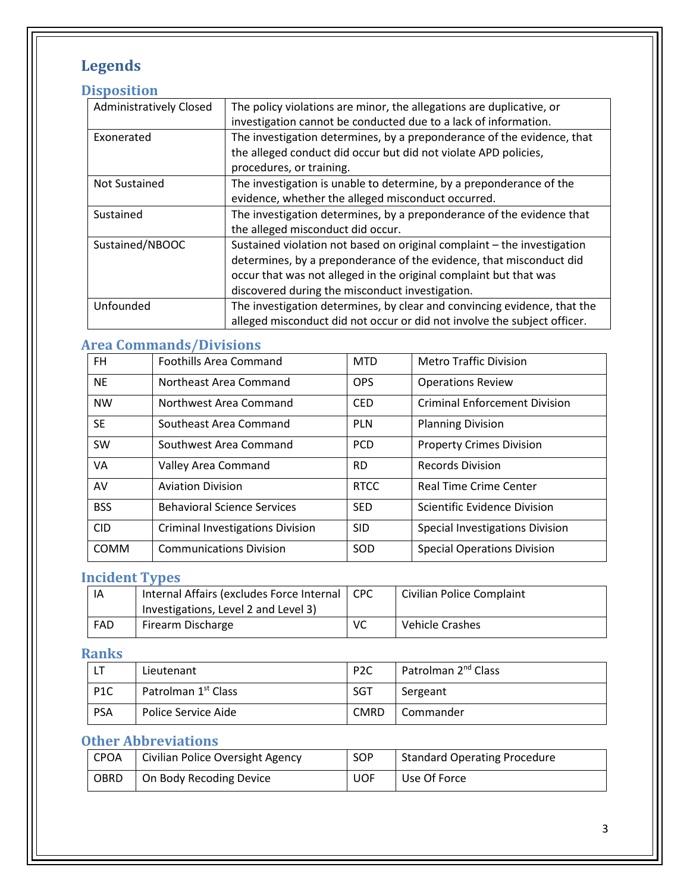# Legends

## Disposition

| | |
|---|---|
| Administratively Closed | The policy violations are minor, the allegations are duplicative, or investigation cannot be conducted due to a lack of information. |
| Exonerated | The investigation determines, by a preponderance of the evidence, that the alleged conduct did occur but did not violate APD policies, procedures, or training. |
| Not Sustained | The investigation is unable to determine, by a preponderance of the evidence, whether the alleged misconduct occurred. |
| Sustained | The investigation determines, by a preponderance of the evidence that the alleged misconduct did occur. |
| Sustained/NBOOC | Sustained violation not based on original complaint – the investigation determines, by a preponderance of the evidence, that misconduct did occur that was not alleged in the original complaint but that was discovered during the misconduct investigation. |
| Unfounded | The investigation determines, by clear and convincing evidence, that the alleged misconduct did not occur or did not involve the subject officer. |

## Area Commands/Divisions

| | | | |
|---|---|---|---|
| FH | Foothills Area Command | MTD | Metro Traffic Division |
| NE | Northeast Area Command | OPS | Operations Review |
| NW | Northwest Area Command | CED | Criminal Enforcement Division |
| SE | Southeast Area Command | PLN | Planning Division |
| SW | Southwest Area Command | PCD | Property Crimes Division |
| VA | Valley Area Command | RD | Records Division |
| AV | Aviation Division | RTCC | Real Time Crime Center |
| BSS | Behavioral Science Services | SED | Scientific Evidence Division |
| CID | Criminal Investigations Division | SID | Special Investigations Division |
| COMM | Communications Division | SOD | Special Operations Division |

## Incident Types

| | | | |
|---|---|---|---|
| IA | Internal Affairs (excludes Force Internal Investigations, Level 2 and Level 3) | CPC | Civilian Police Complaint |
| FAD | Firearm Discharge | VC | Vehicle Crashes |

## Ranks

| | | | |
|---|---|---|---|
| LT | Lieutenant | P2C | Patrolman 2nd Class |
| P1C | Patrolman 1st Class | SGT | Sergeant |
| PSA | Police Service Aide | CMRD | Commander |

## Other Abbreviations

| | | | |
|---|---|---|---|
| CPOA | Civilian Police Oversight Agency | SOP | Standard Operating Procedure |
| OBRD | On Body Recoding Device | UOF | Use Of Force |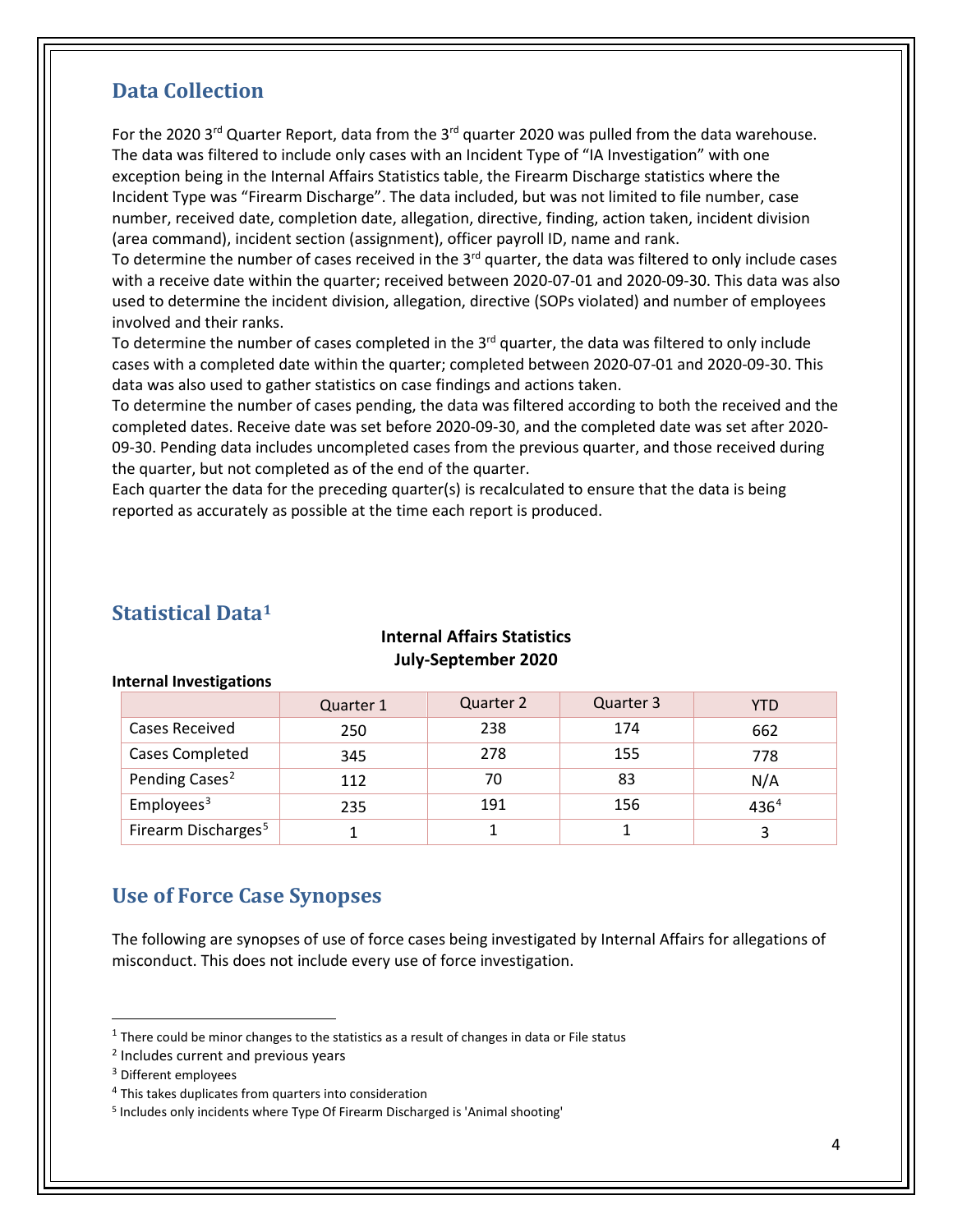## Data Collection

For the 2020 3rd Quarter Report, data from the 3rd quarter 2020 was pulled from the data warehouse. The data was filtered to include only cases with an Incident Type of "IA Investigation" with one exception being in the Internal Affairs Statistics table, the Firearm Discharge statistics where the Incident Type was "Firearm Discharge". The data included, but was not limited to file number, case number, received date, completion date, allegation, directive, finding, action taken, incident division (area command), incident section (assignment), officer payroll ID, name and rank.
To determine the number of cases received in the 3rd quarter, the data was filtered to only include cases with a receive date within the quarter; received between 2020-07-01 and 2020-09-30. This data was also used to determine the incident division, allegation, directive (SOPs violated) and number of employees involved and their ranks.
To determine the number of cases completed in the 3rd quarter, the data was filtered to only include cases with a completed date within the quarter; completed between 2020-07-01 and 2020-09-30. This data was also used to gather statistics on case findings and actions taken.
To determine the number of cases pending, the data was filtered according to both the received and the completed dates. Receive date was set before 2020-09-30, and the completed date was set after 2020-09-30. Pending data includes uncompleted cases from the previous quarter, and those received during the quarter, but not completed as of the end of the quarter.
Each quarter the data for the preceding quarter(s) is recalculated to ensure that the data is being reported as accurately as possible at the time each report is produced.

## Statistical Data[1]

**Internal Affairs Statistics**
**July-September 2020**

**Internal Investigations**

| | Quarter 1 | Quarter 2 | Quarter 3 | YTD |
|---|---|---|---|---|
| Cases Received | 250 | 238 | 174 | 662 |
| Cases Completed | 345 | 278 | 155 | 778 |
| Pending Cases[2] | 112 | 70 | 83 | N/A |
| Employees[3] | 235 | 191 | 156 | 436[4] |
| Firearm Discharges[5] | 1 | 1 | 1 | 3 |

## Use of Force Case Synopses

The following are synopses of use of force cases being investigated by Internal Affairs for allegations of misconduct. This does not include every use of force investigation.

[1] There could be minor changes to the statistics as a result of changes in data or File status
[2] Includes current and previous years
[3] Different employees
[4] This takes duplicates from quarters into consideration
[5] Includes only incidents where Type Of Firearm Discharged is 'Animal shooting'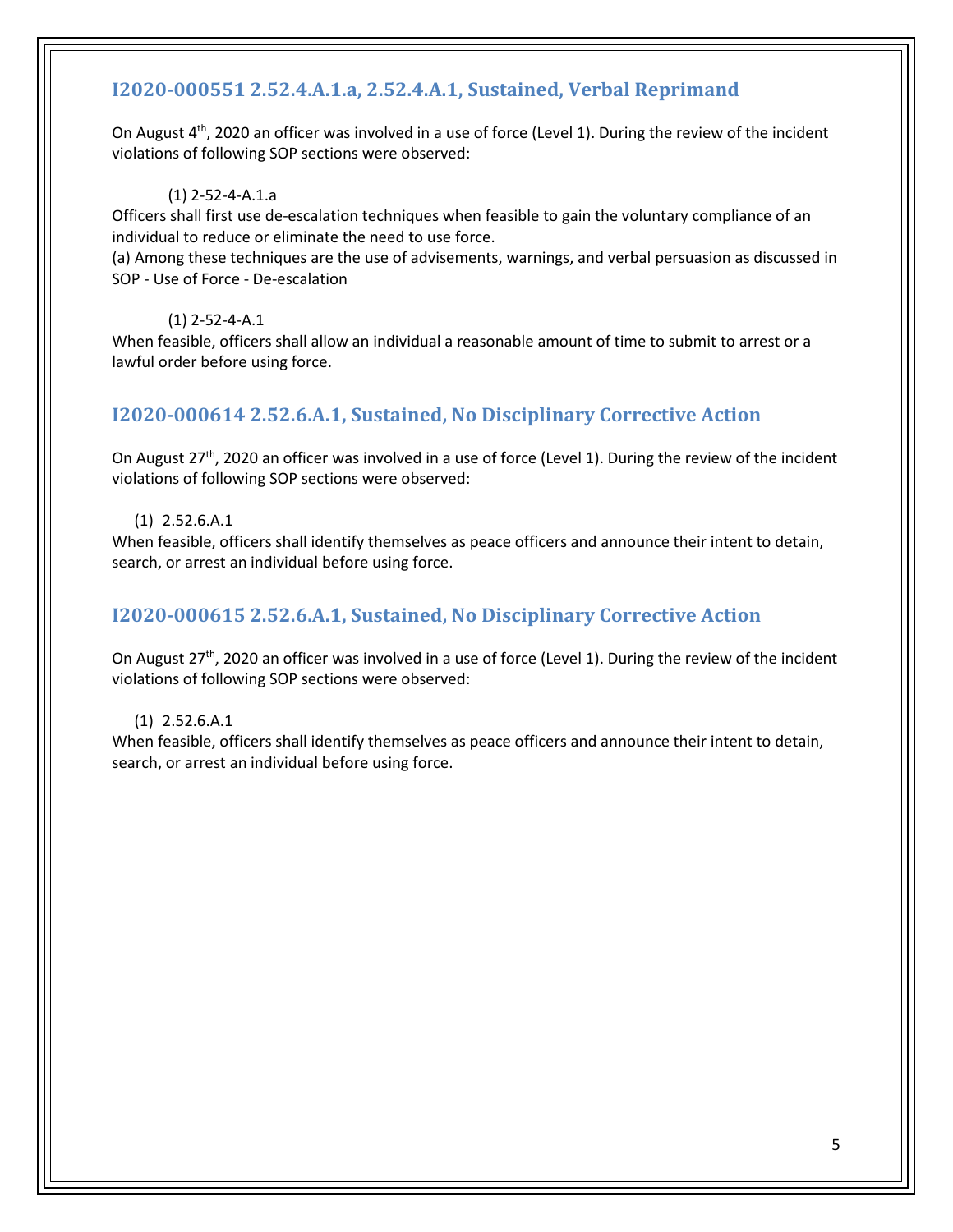### I2020-000551 2.52.4.A.1.a, 2.52.4.A.1, Sustained, Verbal Reprimand

On August 4th, 2020 an officer was involved in a use of force (Level 1). During the review of the incident violations of following SOP sections were observed:

(1) 2-52-4-A.1.a

Officers shall first use de-escalation techniques when feasible to gain the voluntary compliance of an individual to reduce or eliminate the need to use force.

(a) Among these techniques are the use of advisements, warnings, and verbal persuasion as discussed in SOP - Use of Force - De-escalation

(1) 2-52-4-A.1

When feasible, officers shall allow an individual a reasonable amount of time to submit to arrest or a lawful order before using force.

### I2020-000614 2.52.6.A.1, Sustained, No Disciplinary Corrective Action

On August 27th, 2020 an officer was involved in a use of force (Level 1). During the review of the incident violations of following SOP sections were observed:

(1) 2.52.6.A.1

When feasible, officers shall identify themselves as peace officers and announce their intent to detain, search, or arrest an individual before using force.

### I2020-000615 2.52.6.A.1, Sustained, No Disciplinary Corrective Action

On August 27th, 2020 an officer was involved in a use of force (Level 1). During the review of the incident violations of following SOP sections were observed:

(1) 2.52.6.A.1

When feasible, officers shall identify themselves as peace officers and announce their intent to detain, search, or arrest an individual before using force.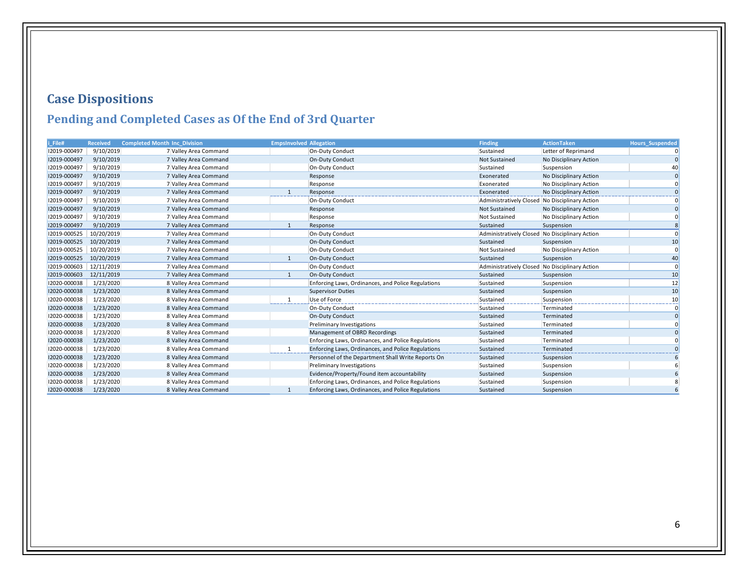# Case Dispositions

## Pending and Completed Cases as Of the End of 3rd Quarter

| i_File# | Received | Completed Month | Inc_Division | EmpsInvolved | Allegation | Finding | ActionTaken | Hours_Suspended |
|---|---|---|---|---|---|---|---|---|
| I2019-000497 | 9/10/2019 | 7 | Valley Area Command | | On-Duty Conduct | Sustained | Letter of Reprimand | 0 |
| I2019-000497 | 9/10/2019 | 7 | Valley Area Command | | On-Duty Conduct | Not Sustained | No Disciplinary Action | 0 |
| I2019-000497 | 9/10/2019 | 7 | Valley Area Command | | On-Duty Conduct | Sustained | Suspension | 40 |
| I2019-000497 | 9/10/2019 | 7 | Valley Area Command | | Response | Exonerated | No Disciplinary Action | 0 |
| I2019-000497 | 9/10/2019 | 7 | Valley Area Command | | Response | Exonerated | No Disciplinary Action | 0 |
| I2019-000497 | 9/10/2019 | 7 | Valley Area Command | 1 | Response | Exonerated | No Disciplinary Action | 0 |
| I2019-000497 | 9/10/2019 | 7 | Valley Area Command | | On-Duty Conduct | Administratively Closed | No Disciplinary Action | 0 |
| I2019-000497 | 9/10/2019 | 7 | Valley Area Command | | Response | Not Sustained | No Disciplinary Action | 0 |
| I2019-000497 | 9/10/2019 | 7 | Valley Area Command | | Response | Not Sustained | No Disciplinary Action | 0 |
| I2019-000497 | 9/10/2019 | 7 | Valley Area Command | 1 | Response | Sustained | Suspension | 8 |
| I2019-000525 | 10/20/2019 | 7 | Valley Area Command | | On-Duty Conduct | Administratively Closed | No Disciplinary Action | 0 |
| I2019-000525 | 10/20/2019 | 7 | Valley Area Command | | On-Duty Conduct | Sustained | Suspension | 10 |
| I2019-000525 | 10/20/2019 | 7 | Valley Area Command | | On-Duty Conduct | Not Sustained | No Disciplinary Action | 0 |
| I2019-000525 | 10/20/2019 | 7 | Valley Area Command | 1 | On-Duty Conduct | Sustained | Suspension | 40 |
| I2019-000603 | 12/11/2019 | 7 | Valley Area Command | | On-Duty Conduct | Administratively Closed | No Disciplinary Action | 0 |
| I2019-000603 | 12/11/2019 | 7 | Valley Area Command | 1 | On-Duty Conduct | Sustained | Suspension | 10 |
| I2020-000038 | 1/23/2020 | 8 | Valley Area Command | | Enforcing Laws, Ordinances, and Police Regulations | Sustained | Suspension | 12 |
| I2020-000038 | 1/23/2020 | 8 | Valley Area Command | | Supervisor Duties | Sustained | Suspension | 10 |
| I2020-000038 | 1/23/2020 | 8 | Valley Area Command | 1 | Use of Force | Sustained | Suspension | 10 |
| I2020-000038 | 1/23/2020 | 8 | Valley Area Command | | On-Duty Conduct | Sustained | Terminated | 0 |
| I2020-000038 | 1/23/2020 | 8 | Valley Area Command | | On-Duty Conduct | Sustained | Terminated | 0 |
| I2020-000038 | 1/23/2020 | 8 | Valley Area Command | | Preliminary Investigations | Sustained | Terminated | 0 |
| I2020-000038 | 1/23/2020 | 8 | Valley Area Command | | Management of OBRD Recordings | Sustained | Terminated | 0 |
| I2020-000038 | 1/23/2020 | 8 | Valley Area Command | | Enforcing Laws, Ordinances, and Police Regulations | Sustained | Terminated | 0 |
| I2020-000038 | 1/23/2020 | 8 | Valley Area Command | 1 | Enforcing Laws, Ordinances, and Police Regulations | Sustained | Terminated | 0 |
| I2020-000038 | 1/23/2020 | 8 | Valley Area Command | | Personnel of the Department Shall Write Reports On | Sustained | Suspension | 6 |
| I2020-000038 | 1/23/2020 | 8 | Valley Area Command | | Preliminary Investigations | Sustained | Suspension | 6 |
| I2020-000038 | 1/23/2020 | 8 | Valley Area Command | | Evidence/Property/Found item accountability | Sustained | Suspension | 6 |
| I2020-000038 | 1/23/2020 | 8 | Valley Area Command | | Enforcing Laws, Ordinances, and Police Regulations | Sustained | Suspension | 8 |
| I2020-000038 | 1/23/2020 | 8 | Valley Area Command | 1 | Enforcing Laws, Ordinances, and Police Regulations | Sustained | Suspension | 6 |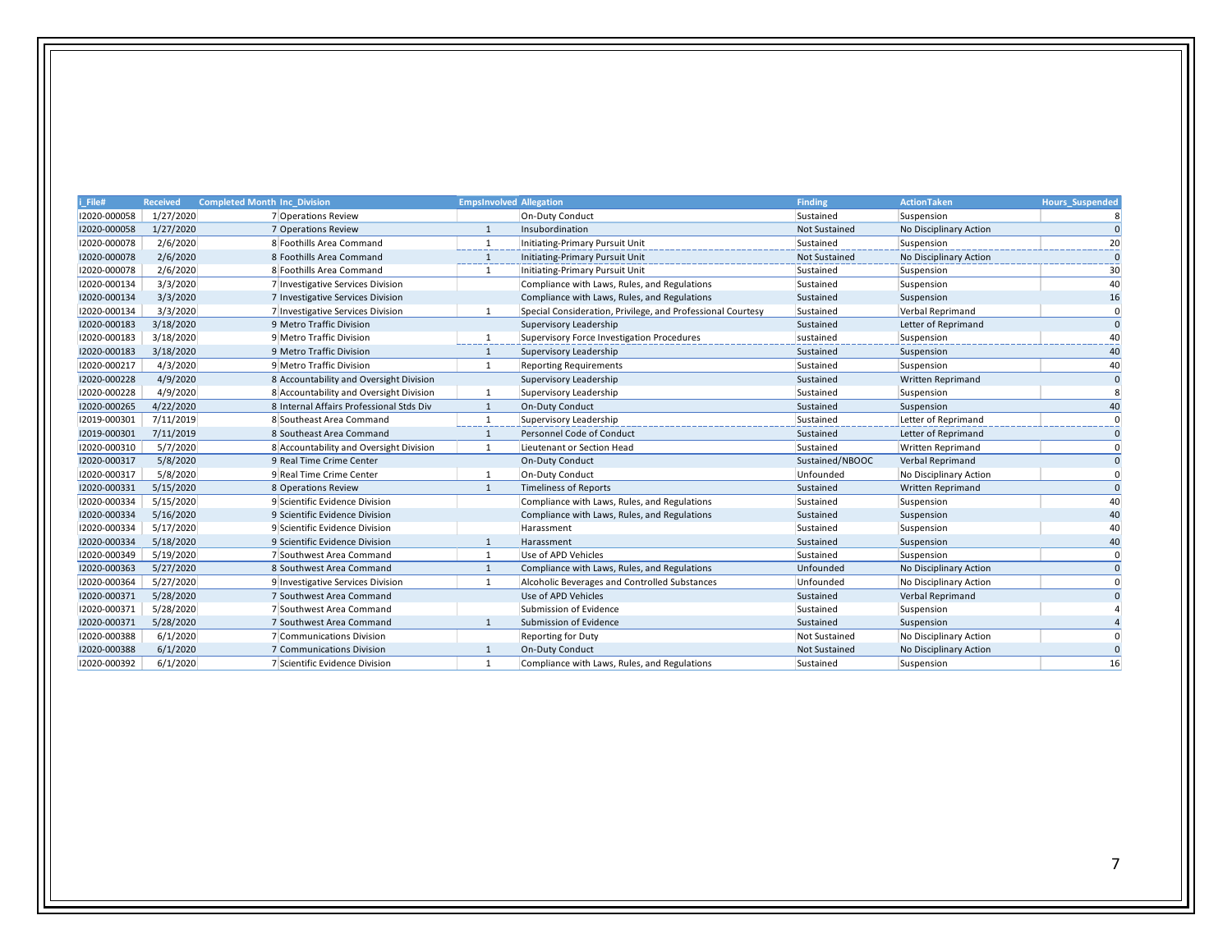| i_File# | Received | Completed Month | Inc_Division | EmpsInvolved | Allegation | Finding | ActionTaken | Hours_Suspended |
|---|---|---|---|---|---|---|---|---|
| I2020-000058 | 1/27/2020 | 7 | Operations Review | | On-Duty Conduct | Sustained | Suspension | 8 |
| I2020-000058 | 1/27/2020 | 7 | Operations Review | 1 | Insubordination | Not Sustained | No Disciplinary Action | 0 |
| I2020-000078 | 2/6/2020 | 8 | Foothills Area Command | 1 | Initiating-Primary Pursuit Unit | Sustained | Suspension | 20 |
| I2020-000078 | 2/6/2020 | 8 | Foothills Area Command | 1 | Initiating-Primary Pursuit Unit | Not Sustained | No Disciplinary Action | 0 |
| I2020-000078 | 2/6/2020 | 8 | Foothills Area Command | 1 | Initiating-Primary Pursuit Unit | Sustained | Suspension | 30 |
| I2020-000134 | 3/3/2020 | 7 | Investigative Services Division | | Compliance with Laws, Rules, and Regulations | Sustained | Suspension | 40 |
| I2020-000134 | 3/3/2020 | 7 | Investigative Services Division | | Compliance with Laws, Rules, and Regulations | Sustained | Suspension | 16 |
| I2020-000134 | 3/3/2020 | 7 | Investigative Services Division | 1 | Special Consideration, Privilege, and Professional Courtesy | Sustained | Verbal Reprimand | 0 |
| I2020-000183 | 3/18/2020 | 9 | Metro Traffic Division | | Supervisory Leadership | Sustained | Letter of Reprimand | 0 |
| I2020-000183 | 3/18/2020 | 9 | Metro Traffic Division | 1 | Supervisory Force Investigation Procedures | sustained | Suspension | 40 |
| I2020-000183 | 3/18/2020 | 9 | Metro Traffic Division | 1 | Supervisory Leadership | Sustained | Suspension | 40 |
| I2020-000217 | 4/3/2020 | 9 | Metro Traffic Division | 1 | Reporting Requirements | Sustained | Suspension | 40 |
| I2020-000228 | 4/9/2020 | 8 | Accountability and Oversight Division | | Supervisory Leadership | Sustained | Written Reprimand | 0 |
| I2020-000228 | 4/9/2020 | 8 | Accountability and Oversight Division | 1 | Supervisory Leadership | Sustained | Suspension | 8 |
| I2020-000265 | 4/22/2020 | 8 | Internal Affairs Professional Stds Div | 1 | On-Duty Conduct | Sustained | Suspension | 40 |
| I2019-000301 | 7/11/2019 | 8 | Southeast Area Command | 1 | Supervisory Leadership | Sustained | Letter of Reprimand | 0 |
| I2019-000301 | 7/11/2019 | 8 | Southeast Area Command | 1 | Personnel Code of Conduct | Sustained | Letter of Reprimand | 0 |
| I2020-000310 | 5/7/2020 | 8 | Accountability and Oversight Division | 1 | Lieutenant or Section Head | Sustained | Written Reprimand | 0 |
| I2020-000317 | 5/8/2020 | 9 | Real Time Crime Center | | On-Duty Conduct | Sustained/NBOOC | Verbal Reprimand | 0 |
| I2020-000317 | 5/8/2020 | 9 | Real Time Crime Center | 1 | On-Duty Conduct | Unfounded | No Disciplinary Action | 0 |
| I2020-000331 | 5/15/2020 | 8 | Operations Review | 1 | Timeliness of Reports | Sustained | Written Reprimand | 0 |
| I2020-000334 | 5/15/2020 | 9 | Scientific Evidence Division | | Compliance with Laws, Rules, and Regulations | Sustained | Suspension | 40 |
| I2020-000334 | 5/16/2020 | 9 | Scientific Evidence Division | | Compliance with Laws, Rules, and Regulations | Sustained | Suspension | 40 |
| I2020-000334 | 5/17/2020 | 9 | Scientific Evidence Division | | Harassment | Sustained | Suspension | 40 |
| I2020-000334 | 5/18/2020 | 9 | Scientific Evidence Division | 1 | Harassment | Sustained | Suspension | 40 |
| I2020-000349 | 5/19/2020 | 7 | Southwest Area Command | 1 | Use of APD Vehicles | Sustained | Suspension | 0 |
| I2020-000363 | 5/27/2020 | 8 | Southwest Area Command | 1 | Compliance with Laws, Rules, and Regulations | Unfounded | No Disciplinary Action | 0 |
| I2020-000364 | 5/27/2020 | 9 | Investigative Services Division | 1 | Alcoholic Beverages and Controlled Substances | Unfounded | No Disciplinary Action | 0 |
| I2020-000371 | 5/28/2020 | 7 | Southwest Area Command | | Use of APD Vehicles | Sustained | Verbal Reprimand | 0 |
| I2020-000371 | 5/28/2020 | 7 | Southwest Area Command | | Submission of Evidence | Sustained | Suspension | 4 |
| I2020-000371 | 5/28/2020 | 7 | Southwest Area Command | 1 | Submission of Evidence | Sustained | Suspension | 4 |
| I2020-000388 | 6/1/2020 | 7 | Communications Division | | Reporting for Duty | Not Sustained | No Disciplinary Action | 0 |
| I2020-000388 | 6/1/2020 | 7 | Communications Division | 1 | On-Duty Conduct | Not Sustained | No Disciplinary Action | 0 |
| I2020-000392 | 6/1/2020 | 7 | Scientific Evidence Division | 1 | Compliance with Laws, Rules, and Regulations | Sustained | Suspension | 16 |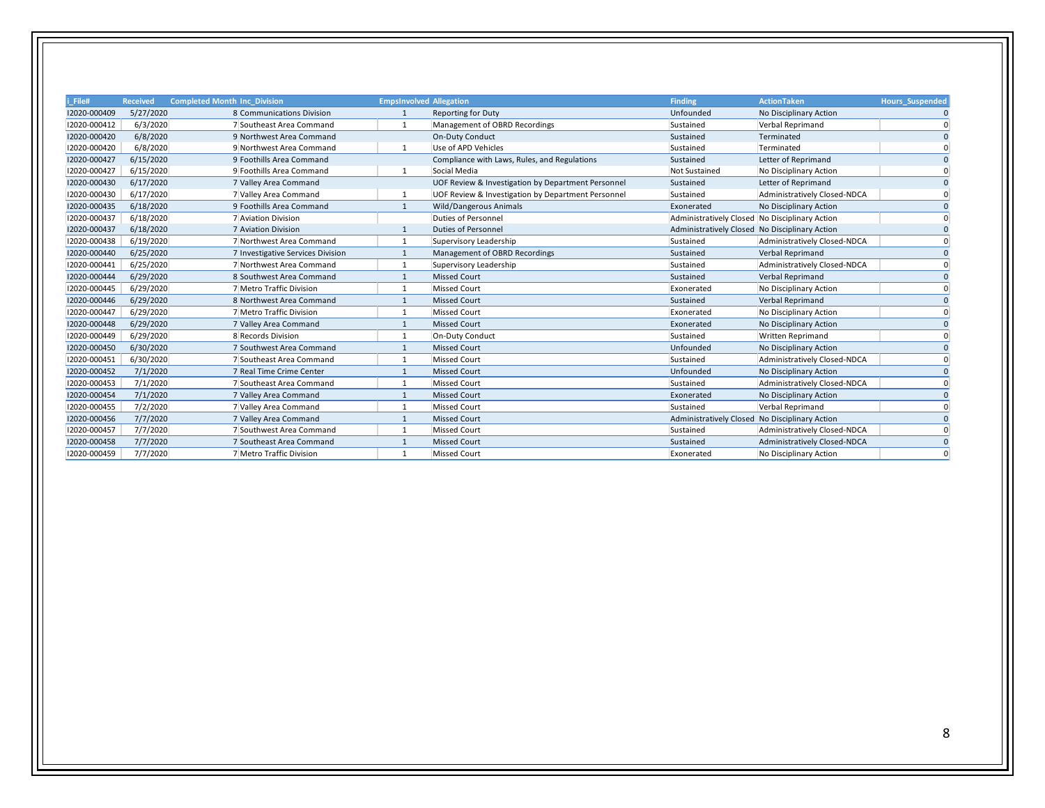| i_File# | Received | Completed Month | Inc_Division | EmpsInvolved | Allegation | Finding | ActionTaken | Hours_Suspended |
|---|---|---|---|---|---|---|---|---|
| I2020-000409 | 5/27/2020 | 8 | Communications Division | 1 | Reporting for Duty | Unfounded | No Disciplinary Action | 0 |
| I2020-000412 | 6/3/2020 | 7 | Southeast Area Command | 1 | Management of OBRD Recordings | Sustained | Verbal Reprimand | 0 |
| I2020-000420 | 6/8/2020 | 9 | Northwest Area Command | | On-Duty Conduct | Sustained | Terminated | 0 |
| I2020-000420 | 6/8/2020 | 9 | Northwest Area Command | 1 | Use of APD Vehicles | Sustained | Terminated | 0 |
| I2020-000427 | 6/15/2020 | 9 | Foothills Area Command | | Compliance with Laws, Rules, and Regulations | Sustained | Letter of Reprimand | 0 |
| I2020-000427 | 6/15/2020 | 9 | Foothills Area Command | 1 | Social Media | Not Sustained | No Disciplinary Action | 0 |
| I2020-000430 | 6/17/2020 | 7 | Valley Area Command | | UOF Review & Investigation by Department Personnel | Sustained | Letter of Reprimand | 0 |
| I2020-000430 | 6/17/2020 | 7 | Valley Area Command | 1 | UOF Review & Investigation by Department Personnel | Sustained | Administratively Closed-NDCA | 0 |
| I2020-000435 | 6/18/2020 | 9 | Foothills Area Command | 1 | Wild/Dangerous Animals | Exonerated | No Disciplinary Action | 0 |
| I2020-000437 | 6/18/2020 | 7 | Aviation Division | | Duties of Personnel | Administratively Closed | No Disciplinary Action | 0 |
| I2020-000437 | 6/18/2020 | 7 | Aviation Division | 1 | Duties of Personnel | Administratively Closed | No Disciplinary Action | 0 |
| I2020-000438 | 6/19/2020 | 7 | Northwest Area Command | 1 | Supervisory Leadership | Sustained | Administratively Closed-NDCA | 0 |
| I2020-000440 | 6/25/2020 | 7 | Investigative Services Division | 1 | Management of OBRD Recordings | Sustained | Verbal Reprimand | 0 |
| I2020-000441 | 6/25/2020 | 7 | Northwest Area Command | 1 | Supervisory Leadership | Sustained | Administratively Closed-NDCA | 0 |
| I2020-000444 | 6/29/2020 | 8 | Southwest Area Command | 1 | Missed Court | Sustained | Verbal Reprimand | 0 |
| I2020-000445 | 6/29/2020 | 7 | Metro Traffic Division | 1 | Missed Court | Exonerated | No Disciplinary Action | 0 |
| I2020-000446 | 6/29/2020 | 8 | Northwest Area Command | 1 | Missed Court | Sustained | Verbal Reprimand | 0 |
| I2020-000447 | 6/29/2020 | 7 | Metro Traffic Division | 1 | Missed Court | Exonerated | No Disciplinary Action | 0 |
| I2020-000448 | 6/29/2020 | 7 | Valley Area Command | 1 | Missed Court | Exonerated | No Disciplinary Action | 0 |
| I2020-000449 | 6/29/2020 | 8 | Records Division | 1 | On-Duty Conduct | Sustained | Written Reprimand | 0 |
| I2020-000450 | 6/30/2020 | 7 | Southwest Area Command | 1 | Missed Court | Unfounded | No Disciplinary Action | 0 |
| I2020-000451 | 6/30/2020 | 7 | Southeast Area Command | 1 | Missed Court | Sustained | Administratively Closed-NDCA | 0 |
| I2020-000452 | 7/1/2020 | 7 | Real Time Crime Center | 1 | Missed Court | Unfounded | No Disciplinary Action | 0 |
| I2020-000453 | 7/1/2020 | 7 | Southeast Area Command | 1 | Missed Court | Sustained | Administratively Closed-NDCA | 0 |
| I2020-000454 | 7/1/2020 | 7 | Valley Area Command | 1 | Missed Court | Exonerated | No Disciplinary Action | 0 |
| I2020-000455 | 7/2/2020 | 7 | Valley Area Command | 1 | Missed Court | Sustained | Verbal Reprimand | 0 |
| I2020-000456 | 7/7/2020 | 7 | Valley Area Command | 1 | Missed Court | Administratively Closed | No Disciplinary Action | 0 |
| I2020-000457 | 7/7/2020 | 7 | Southwest Area Command | 1 | Missed Court | Sustained | Administratively Closed-NDCA | 0 |
| I2020-000458 | 7/7/2020 | 7 | Southeast Area Command | 1 | Missed Court | Sustained | Administratively Closed-NDCA | 0 |
| I2020-000459 | 7/7/2020 | 7 | Metro Traffic Division | 1 | Missed Court | Exonerated | No Disciplinary Action | 0 |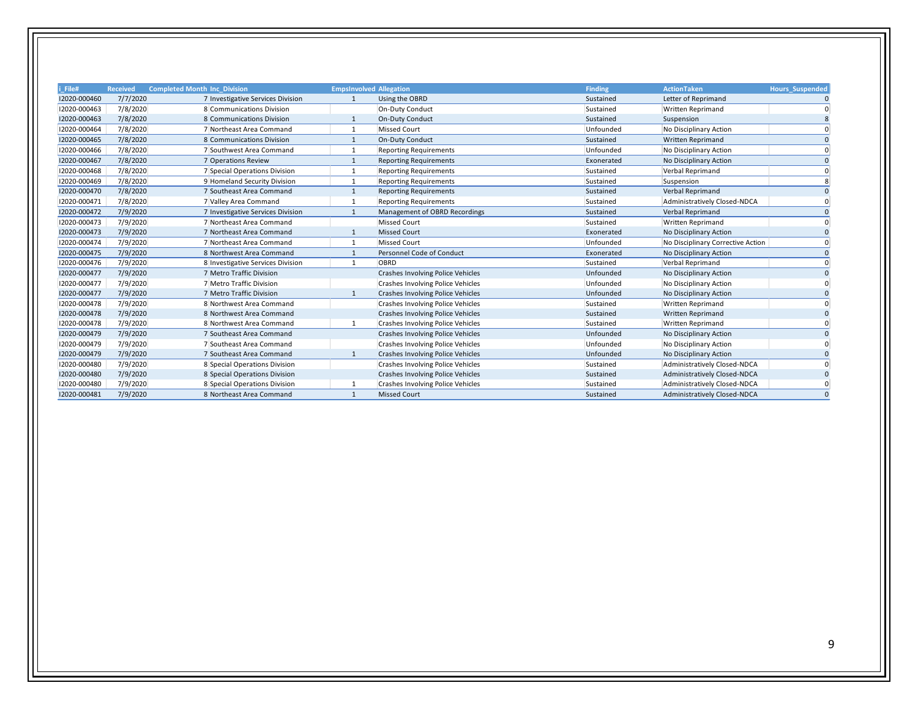| i_File# | Received | Completed Month | Inc_Division | EmpsInvolved | Allegation | Finding | ActionTaken | Hours_Suspended |
|---|---|---|---|---|---|---|---|---|
| I2020-000460 | 7/7/2020 | 7 | Investigative Services Division | 1 | Using the OBRD | Sustained | Letter of Reprimand | 0 |
| I2020-000463 | 7/8/2020 | 8 | Communications Division | | On-Duty Conduct | Sustained | Written Reprimand | 0 |
| I2020-000463 | 7/8/2020 | 8 | Communications Division | 1 | On-Duty Conduct | Sustained | Suspension | 8 |
| I2020-000464 | 7/8/2020 | 7 | Northeast Area Command | 1 | Missed Court | Unfounded | No Disciplinary Action | 0 |
| I2020-000465 | 7/8/2020 | 8 | Communications Division | 1 | On-Duty Conduct | Sustained | Written Reprimand | 0 |
| I2020-000466 | 7/8/2020 | 7 | Southwest Area Command | 1 | Reporting Requirements | Unfounded | No Disciplinary Action | 0 |
| I2020-000467 | 7/8/2020 | 7 | Operations Review | 1 | Reporting Requirements | Exonerated | No Disciplinary Action | 0 |
| I2020-000468 | 7/8/2020 | 7 | Special Operations Division | 1 | Reporting Requirements | Sustained | Verbal Reprimand | 0 |
| I2020-000469 | 7/8/2020 | 9 | Homeland Security Division | 1 | Reporting Requirements | Sustained | Suspension | 8 |
| I2020-000470 | 7/8/2020 | 7 | Southeast Area Command | 1 | Reporting Requirements | Sustained | Verbal Reprimand | 0 |
| I2020-000471 | 7/8/2020 | 7 | Valley Area Command | 1 | Reporting Requirements | Sustained | Administratively Closed-NDCA | 0 |
| I2020-000472 | 7/9/2020 | 7 | Investigative Services Division | 1 | Management of OBRD Recordings | Sustained | Verbal Reprimand | 0 |
| I2020-000473 | 7/9/2020 | 7 | Northeast Area Command | | Missed Court | Sustained | Written Reprimand | 0 |
| I2020-000473 | 7/9/2020 | 7 | Northeast Area Command | 1 | Missed Court | Exonerated | No Disciplinary Action | 0 |
| I2020-000474 | 7/9/2020 | 7 | Northeast Area Command | 1 | Missed Court | Unfounded | No Disciplinary Corrective Action | 0 |
| I2020-000475 | 7/9/2020 | 8 | Northwest Area Command | 1 | Personnel Code of Conduct | Exonerated | No Disciplinary Action | 0 |
| I2020-000476 | 7/9/2020 | 8 | Investigative Services Division | 1 | OBRD | Sustained | Verbal Reprimand | 0 |
| I2020-000477 | 7/9/2020 | 7 | Metro Traffic Division | | Crashes Involving Police Vehicles | Unfounded | No Disciplinary Action | 0 |
| I2020-000477 | 7/9/2020 | 7 | Metro Traffic Division | | Crashes Involving Police Vehicles | Unfounded | No Disciplinary Action | 0 |
| I2020-000477 | 7/9/2020 | 7 | Metro Traffic Division | 1 | Crashes Involving Police Vehicles | Unfounded | No Disciplinary Action | 0 |
| I2020-000478 | 7/9/2020 | 8 | Northwest Area Command | | Crashes Involving Police Vehicles | Sustained | Written Reprimand | 0 |
| I2020-000478 | 7/9/2020 | 8 | Northwest Area Command | | Crashes Involving Police Vehicles | Sustained | Written Reprimand | 0 |
| I2020-000478 | 7/9/2020 | 8 | Northwest Area Command | 1 | Crashes Involving Police Vehicles | Sustained | Written Reprimand | 0 |
| I2020-000479 | 7/9/2020 | 7 | Southeast Area Command | | Crashes Involving Police Vehicles | Unfounded | No Disciplinary Action | 0 |
| I2020-000479 | 7/9/2020 | 7 | Southeast Area Command | | Crashes Involving Police Vehicles | Unfounded | No Disciplinary Action | 0 |
| I2020-000479 | 7/9/2020 | 7 | Southeast Area Command | 1 | Crashes Involving Police Vehicles | Unfounded | No Disciplinary Action | 0 |
| I2020-000480 | 7/9/2020 | 8 | Special Operations Division | | Crashes Involving Police Vehicles | Sustained | Administratively Closed-NDCA | 0 |
| I2020-000480 | 7/9/2020 | 8 | Special Operations Division | | Crashes Involving Police Vehicles | Sustained | Administratively Closed-NDCA | 0 |
| I2020-000480 | 7/9/2020 | 8 | Special Operations Division | 1 | Crashes Involving Police Vehicles | Sustained | Administratively Closed-NDCA | 0 |
| I2020-000481 | 7/9/2020 | 8 | Northeast Area Command | 1 | Missed Court | Sustained | Administratively Closed-NDCA | 0 |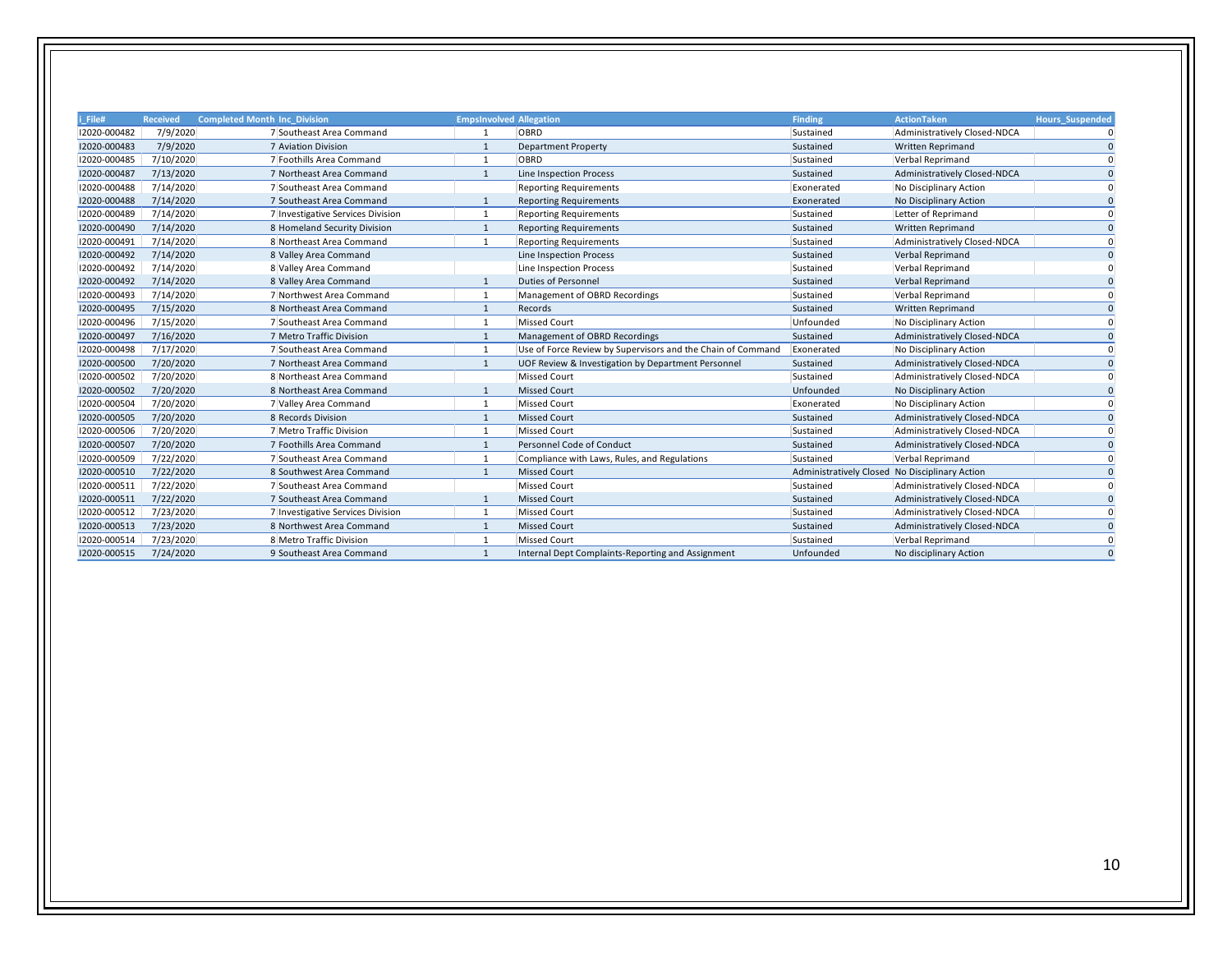| i_File# | Received | Completed Month | Inc_Division | EmpsInvolved | Allegation | Finding | ActionTaken | Hours_Suspended |
|---|---|---|---|---|---|---|---|---|
| I2020-000482 | 7/9/2020 | 7 | Southeast Area Command | 1 | OBRD | Sustained | Administratively Closed-NDCA | 0 |
| I2020-000483 | 7/9/2020 | 7 | Aviation Division | 1 | Department Property | Sustained | Written Reprimand | 0 |
| I2020-000485 | 7/10/2020 | 7 | Foothills Area Command | 1 | OBRD | Sustained | Verbal Reprimand | 0 |
| I2020-000487 | 7/13/2020 | 7 | Northeast Area Command | 1 | Line Inspection Process | Sustained | Administratively Closed-NDCA | 0 |
| I2020-000488 | 7/14/2020 | 7 | Southeast Area Command | | Reporting Requirements | Exonerated | No Disciplinary Action | 0 |
| I2020-000488 | 7/14/2020 | 7 | Southeast Area Command | 1 | Reporting Requirements | Exonerated | No Disciplinary Action | 0 |
| I2020-000489 | 7/14/2020 | 7 | Investigative Services Division | 1 | Reporting Requirements | Sustained | Letter of Reprimand | 0 |
| I2020-000490 | 7/14/2020 | 8 | Homeland Security Division | 1 | Reporting Requirements | Sustained | Written Reprimand | 0 |
| I2020-000491 | 7/14/2020 | 8 | Northeast Area Command | 1 | Reporting Requirements | Sustained | Administratively Closed-NDCA | 0 |
| I2020-000492 | 7/14/2020 | 8 | Valley Area Command | | Line Inspection Process | Sustained | Verbal Reprimand | 0 |
| I2020-000492 | 7/14/2020 | 8 | Valley Area Command | | Line Inspection Process | Sustained | Verbal Reprimand | 0 |
| I2020-000492 | 7/14/2020 | 8 | Valley Area Command | 1 | Duties of Personnel | Sustained | Verbal Reprimand | 0 |
| I2020-000493 | 7/14/2020 | 7 | Northwest Area Command | 1 | Management of OBRD Recordings | Sustained | Verbal Reprimand | 0 |
| I2020-000495 | 7/15/2020 | 8 | Northeast Area Command | 1 | Records | Sustained | Written Reprimand | 0 |
| I2020-000496 | 7/15/2020 | 7 | Southeast Area Command | 1 | Missed Court | Unfounded | No Disciplinary Action | 0 |
| I2020-000497 | 7/16/2020 | 7 | Metro Traffic Division | 1 | Management of OBRD Recordings | Sustained | Administratively Closed-NDCA | 0 |
| I2020-000498 | 7/17/2020 | 7 | Southeast Area Command | 1 | Use of Force Review by Supervisors and the Chain of Command | Exonerated | No Disciplinary Action | 0 |
| I2020-000500 | 7/20/2020 | 7 | Northeast Area Command | 1 | UOF Review & Investigation by Department Personnel | Sustained | Administratively Closed-NDCA | 0 |
| I2020-000502 | 7/20/2020 | 8 | Northeast Area Command | | Missed Court | Sustained | Administratively Closed-NDCA | 0 |
| I2020-000502 | 7/20/2020 | 8 | Northeast Area Command | 1 | Missed Court | Unfounded | No Disciplinary Action | 0 |
| I2020-000504 | 7/20/2020 | 7 | Valley Area Command | 1 | Missed Court | Exonerated | No Disciplinary Action | 0 |
| I2020-000505 | 7/20/2020 | 8 | Records Division | 1 | Missed Court | Sustained | Administratively Closed-NDCA | 0 |
| I2020-000506 | 7/20/2020 | 7 | Metro Traffic Division | 1 | Missed Court | Sustained | Administratively Closed-NDCA | 0 |
| I2020-000507 | 7/20/2020 | 7 | Foothills Area Command | 1 | Personnel Code of Conduct | Sustained | Administratively Closed-NDCA | 0 |
| I2020-000509 | 7/22/2020 | 7 | Southeast Area Command | 1 | Compliance with Laws, Rules, and Regulations | Sustained | Verbal Reprimand | 0 |
| I2020-000510 | 7/22/2020 | 8 | Southwest Area Command | 1 | Missed Court | Administratively Closed | No Disciplinary Action | 0 |
| I2020-000511 | 7/22/2020 | 7 | Southeast Area Command | | Missed Court | Sustained | Administratively Closed-NDCA | 0 |
| I2020-000511 | 7/22/2020 | 7 | Southeast Area Command | 1 | Missed Court | Sustained | Administratively Closed-NDCA | 0 |
| I2020-000512 | 7/23/2020 | 7 | Investigative Services Division | 1 | Missed Court | Sustained | Administratively Closed-NDCA | 0 |
| I2020-000513 | 7/23/2020 | 8 | Northwest Area Command | 1 | Missed Court | Sustained | Administratively Closed-NDCA | 0 |
| I2020-000514 | 7/23/2020 | 8 | Metro Traffic Division | 1 | Missed Court | Sustained | Verbal Reprimand | 0 |
| I2020-000515 | 7/24/2020 | 9 | Southeast Area Command | 1 | Internal Dept Complaints-Reporting and Assignment | Unfounded | No disciplinary Action | 0 |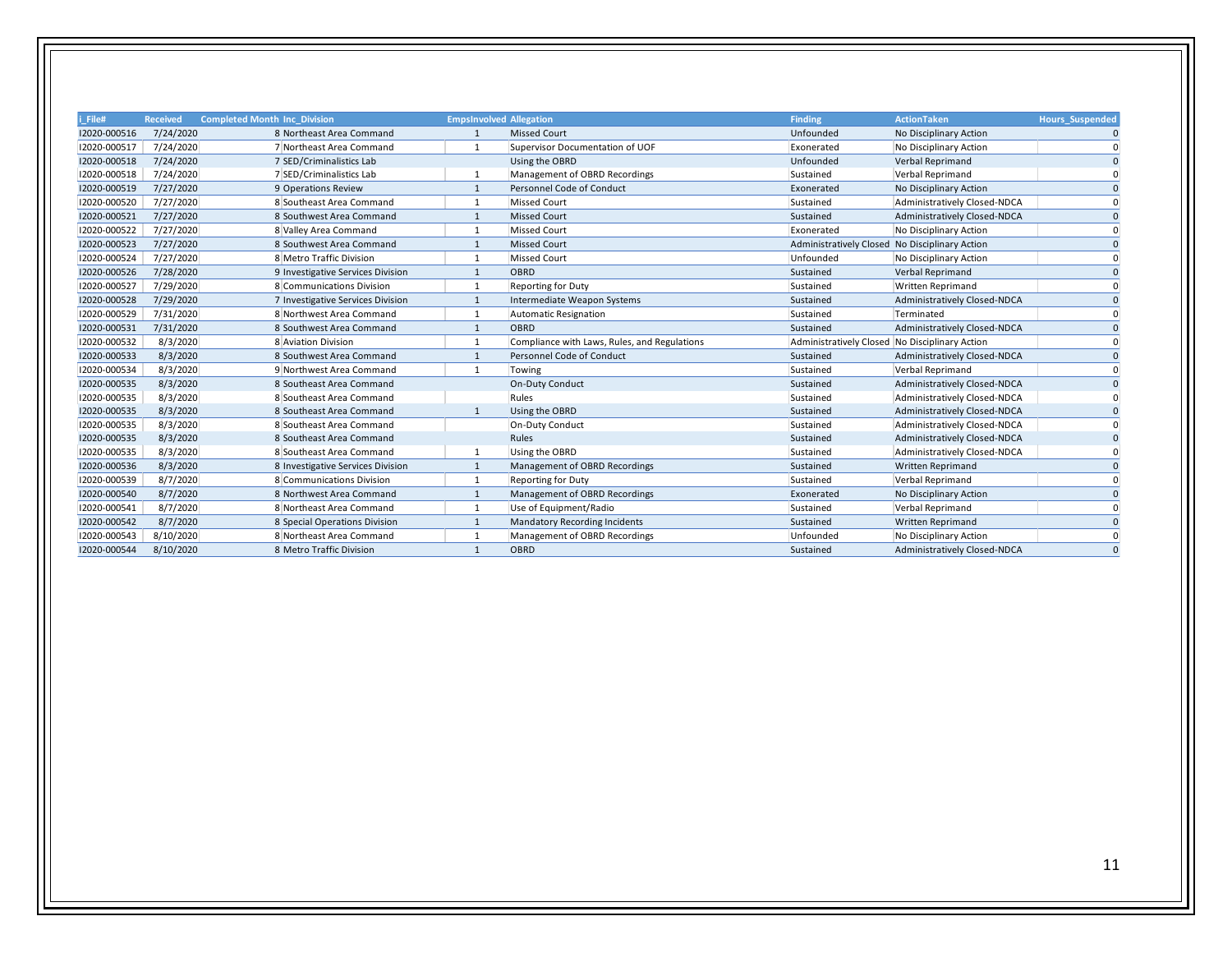| i_File# | Received | Completed Month | Inc_Division | EmpsInvolved | Allegation | Finding | ActionTaken | Hours_Suspended |
|---|---|---|---|---|---|---|---|---|
| I2020-000516 | 7/24/2020 | 8 | Northeast Area Command | 1 | Missed Court | Unfounded | No Disciplinary Action | 0 |
| I2020-000517 | 7/24/2020 | 7 | Northeast Area Command | 1 | Supervisor Documentation of UOF | Exonerated | No Disciplinary Action | 0 |
| I2020-000518 | 7/24/2020 | 7 | SED/Criminalistics Lab | | Using the OBRD | Unfounded | Verbal Reprimand | 0 |
| I2020-000518 | 7/24/2020 | 7 | SED/Criminalistics Lab | 1 | Management of OBRD Recordings | Sustained | Verbal Reprimand | 0 |
| I2020-000519 | 7/27/2020 | 9 | Operations Review | 1 | Personnel Code of Conduct | Exonerated | No Disciplinary Action | 0 |
| I2020-000520 | 7/27/2020 | 8 | Southeast Area Command | 1 | Missed Court | Sustained | Administratively Closed-NDCA | 0 |
| I2020-000521 | 7/27/2020 | 8 | Southwest Area Command | 1 | Missed Court | Sustained | Administratively Closed-NDCA | 0 |
| I2020-000522 | 7/27/2020 | 8 | Valley Area Command | 1 | Missed Court | Exonerated | No Disciplinary Action | 0 |
| I2020-000523 | 7/27/2020 | 8 | Southwest Area Command | 1 | Missed Court | Administratively Closed | No Disciplinary Action | 0 |
| I2020-000524 | 7/27/2020 | 8 | Metro Traffic Division | 1 | Missed Court | Unfounded | No Disciplinary Action | 0 |
| I2020-000526 | 7/28/2020 | 9 | Investigative Services Division | 1 | OBRD | Sustained | Verbal Reprimand | 0 |
| I2020-000527 | 7/29/2020 | 8 | Communications Division | 1 | Reporting for Duty | Sustained | Written Reprimand | 0 |
| I2020-000528 | 7/29/2020 | 7 | Investigative Services Division | 1 | Intermediate Weapon Systems | Sustained | Administratively Closed-NDCA | 0 |
| I2020-000529 | 7/31/2020 | 8 | Northwest Area Command | 1 | Automatic Resignation | Sustained | Terminated | 0 |
| I2020-000531 | 7/31/2020 | 8 | Southwest Area Command | 1 | OBRD | Sustained | Administratively Closed-NDCA | 0 |
| I2020-000532 | 8/3/2020 | 8 | Aviation Division | 1 | Compliance with Laws, Rules, and Regulations | Administratively Closed | No Disciplinary Action | 0 |
| I2020-000533 | 8/3/2020 | 8 | Southwest Area Command | 1 | Personnel Code of Conduct | Sustained | Administratively Closed-NDCA | 0 |
| I2020-000534 | 8/3/2020 | 9 | Northwest Area Command | 1 | Towing | Sustained | Verbal Reprimand | 0 |
| I2020-000535 | 8/3/2020 | 8 | Southeast Area Command | | On-Duty Conduct | Sustained | Administratively Closed-NDCA | 0 |
| I2020-000535 | 8/3/2020 | 8 | Southeast Area Command | | Rules | Sustained | Administratively Closed-NDCA | 0 |
| I2020-000535 | 8/3/2020 | 8 | Southeast Area Command | 1 | Using the OBRD | Sustained | Administratively Closed-NDCA | 0 |
| I2020-000535 | 8/3/2020 | 8 | Southeast Area Command | | On-Duty Conduct | Sustained | Administratively Closed-NDCA | 0 |
| I2020-000535 | 8/3/2020 | 8 | Southeast Area Command | | Rules | Sustained | Administratively Closed-NDCA | 0 |
| I2020-000535 | 8/3/2020 | 8 | Southeast Area Command | 1 | Using the OBRD | Sustained | Administratively Closed-NDCA | 0 |
| I2020-000536 | 8/3/2020 | 8 | Investigative Services Division | 1 | Management of OBRD Recordings | Sustained | Written Reprimand | 0 |
| I2020-000539 | 8/7/2020 | 8 | Communications Division | 1 | Reporting for Duty | Sustained | Verbal Reprimand | 0 |
| I2020-000540 | 8/7/2020 | 8 | Northwest Area Command | 1 | Management of OBRD Recordings | Exonerated | No Disciplinary Action | 0 |
| I2020-000541 | 8/7/2020 | 8 | Northeast Area Command | 1 | Use of Equipment/Radio | Sustained | Verbal Reprimand | 0 |
| I2020-000542 | 8/7/2020 | 8 | Special Operations Division | 1 | Mandatory Recording Incidents | Sustained | Written Reprimand | 0 |
| I2020-000543 | 8/10/2020 | 8 | Northeast Area Command | 1 | Management of OBRD Recordings | Unfounded | No Disciplinary Action | 0 |
| I2020-000544 | 8/10/2020 | 8 | Metro Traffic Division | 1 | OBRD | Sustained | Administratively Closed-NDCA | 0 |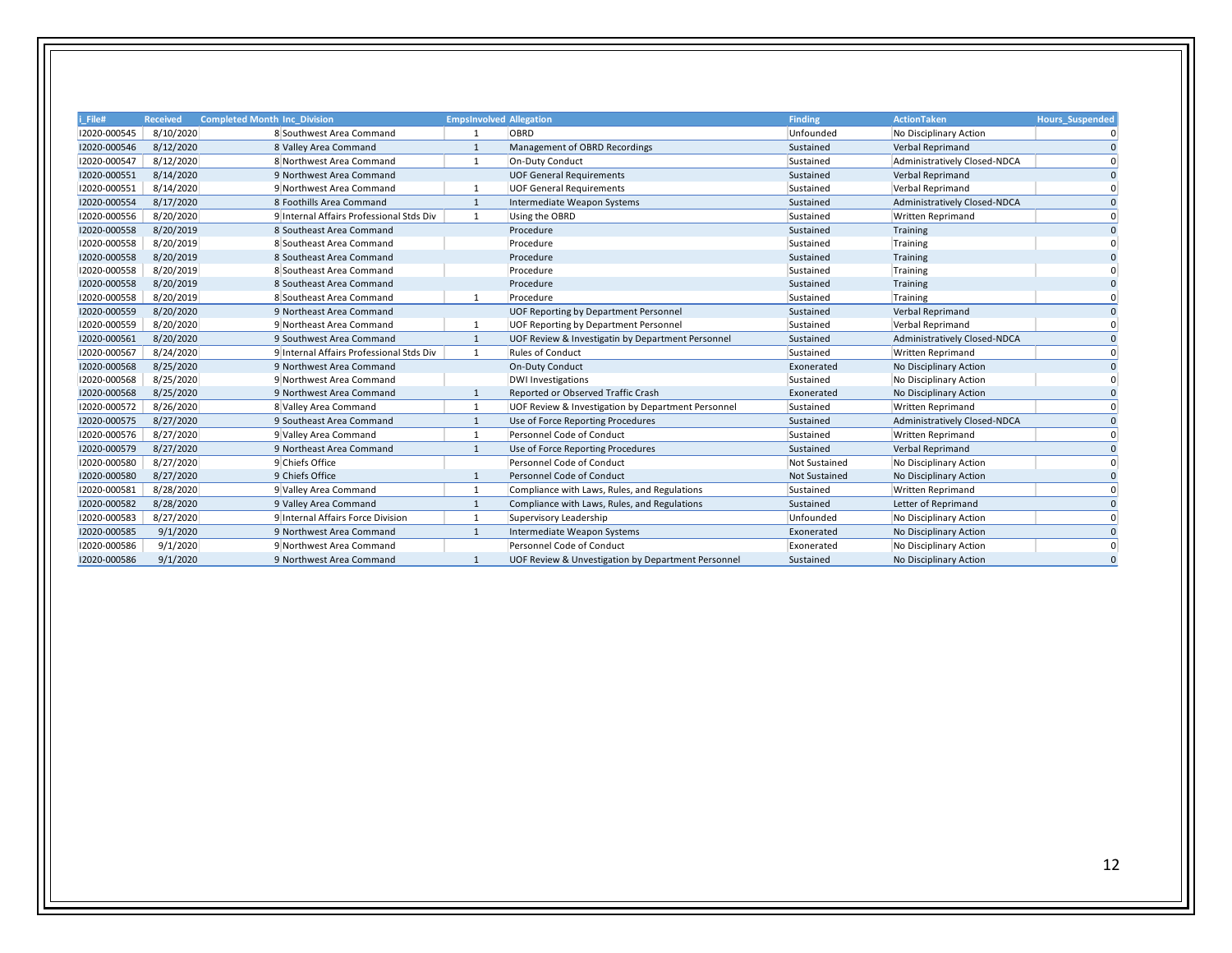| i_File# | Received | Completed Month | Inc_Division | EmpsInvolved | Allegation | Finding | ActionTaken | Hours_Suspended |
|---|---|---|---|---|---|---|---|---|
| I2020-000545 | 8/10/2020 | 8 | Southwest Area Command | 1 | OBRD | Unfounded | No Disciplinary Action | 0 |
| I2020-000546 | 8/12/2020 | 8 | Valley Area Command | 1 | Management of OBRD Recordings | Sustained | Verbal Reprimand | 0 |
| I2020-000547 | 8/12/2020 | 8 | Northwest Area Command | 1 | On-Duty Conduct | Sustained | Administratively Closed-NDCA | 0 |
| I2020-000551 | 8/14/2020 | 9 | Northwest Area Command | | UOF General Requirements | Sustained | Verbal Reprimand | 0 |
| I2020-000551 | 8/14/2020 | 9 | Northwest Area Command | 1 | UOF General Requirements | Sustained | Verbal Reprimand | 0 |
| I2020-000554 | 8/17/2020 | 8 | Foothills Area Command | 1 | Intermediate Weapon Systems | Sustained | Administratively Closed-NDCA | 0 |
| I2020-000556 | 8/20/2020 | 9 | Internal Affairs Professional Stds Div | 1 | Using the OBRD | Sustained | Written Reprimand | 0 |
| I2020-000558 | 8/20/2019 | 8 | Southeast Area Command | | Procedure | Sustained | Training | 0 |
| I2020-000558 | 8/20/2019 | 8 | Southeast Area Command | | Procedure | Sustained | Training | 0 |
| I2020-000558 | 8/20/2019 | 8 | Southeast Area Command | | Procedure | Sustained | Training | 0 |
| I2020-000558 | 8/20/2019 | 8 | Southeast Area Command | | Procedure | Sustained | Training | 0 |
| I2020-000558 | 8/20/2019 | 8 | Southeast Area Command | | Procedure | Sustained | Training | 0 |
| I2020-000558 | 8/20/2019 | 8 | Southeast Area Command | 1 | Procedure | Sustained | Training | 0 |
| I2020-000559 | 8/20/2020 | 9 | Northeast Area Command | | UOF Reporting by Department Personnel | Sustained | Verbal Reprimand | 0 |
| I2020-000559 | 8/20/2020 | 9 | Northeast Area Command | 1 | UOF Reporting by Department Personnel | Sustained | Verbal Reprimand | 0 |
| I2020-000561 | 8/20/2020 | 9 | Southwest Area Command | 1 | UOF Review & Investigatin by Department Personnel | Sustained | Administratively Closed-NDCA | 0 |
| I2020-000567 | 8/24/2020 | 9 | Internal Affairs Professional Stds Div | 1 | Rules of Conduct | Sustained | Written Reprimand | 0 |
| I2020-000568 | 8/25/2020 | 9 | Northwest Area Command | | On-Duty Conduct | Exonerated | No Disciplinary Action | 0 |
| I2020-000568 | 8/25/2020 | 9 | Northwest Area Command | | DWI Investigations | Sustained | No Disciplinary Action | 0 |
| I2020-000568 | 8/25/2020 | 9 | Northwest Area Command | 1 | Reported or Observed Traffic Crash | Exonerated | No Disciplinary Action | 0 |
| I2020-000572 | 8/26/2020 | 8 | Valley Area Command | 1 | UOF Review & Investigation by Department Personnel | Sustained | Written Reprimand | 0 |
| I2020-000575 | 8/27/2020 | 9 | Southeast Area Command | 1 | Use of Force Reporting Procedures | Sustained | Administratively Closed-NDCA | 0 |
| I2020-000576 | 8/27/2020 | 9 | Valley Area Command | 1 | Personnel Code of Conduct | Sustained | Written Reprimand | 0 |
| I2020-000579 | 8/27/2020 | 9 | Northeast Area Command | 1 | Use of Force Reporting Procedures | Sustained | Verbal Reprimand | 0 |
| I2020-000580 | 8/27/2020 | 9 | Chiefs Office | | Personnel Code of Conduct | Not Sustained | No Disciplinary Action | 0 |
| I2020-000580 | 8/27/2020 | 9 | Chiefs Office | 1 | Personnel Code of Conduct | Not Sustained | No Disciplinary Action | 0 |
| I2020-000581 | 8/28/2020 | 9 | Valley Area Command | 1 | Compliance with Laws, Rules, and Regulations | Sustained | Written Reprimand | 0 |
| I2020-000582 | 8/28/2020 | 9 | Valley Area Command | 1 | Compliance with Laws, Rules, and Regulations | Sustained | Letter of Reprimand | 0 |
| I2020-000583 | 8/27/2020 | 9 | Internal Affairs Force Division | 1 | Supervisory Leadership | Unfounded | No Disciplinary Action | 0 |
| I2020-000585 | 9/1/2020 | 9 | Northwest Area Command | 1 | Intermediate Weapon Systems | Exonerated | No Disciplinary Action | 0 |
| I2020-000586 | 9/1/2020 | 9 | Northwest Area Command | | Personnel Code of Conduct | Exonerated | No Disciplinary Action | 0 |
| I2020-000586 | 9/1/2020 | 9 | Northwest Area Command | 1 | UOF Review & Unvestigation by Department Personnel | Sustained | No Disciplinary Action | 0 |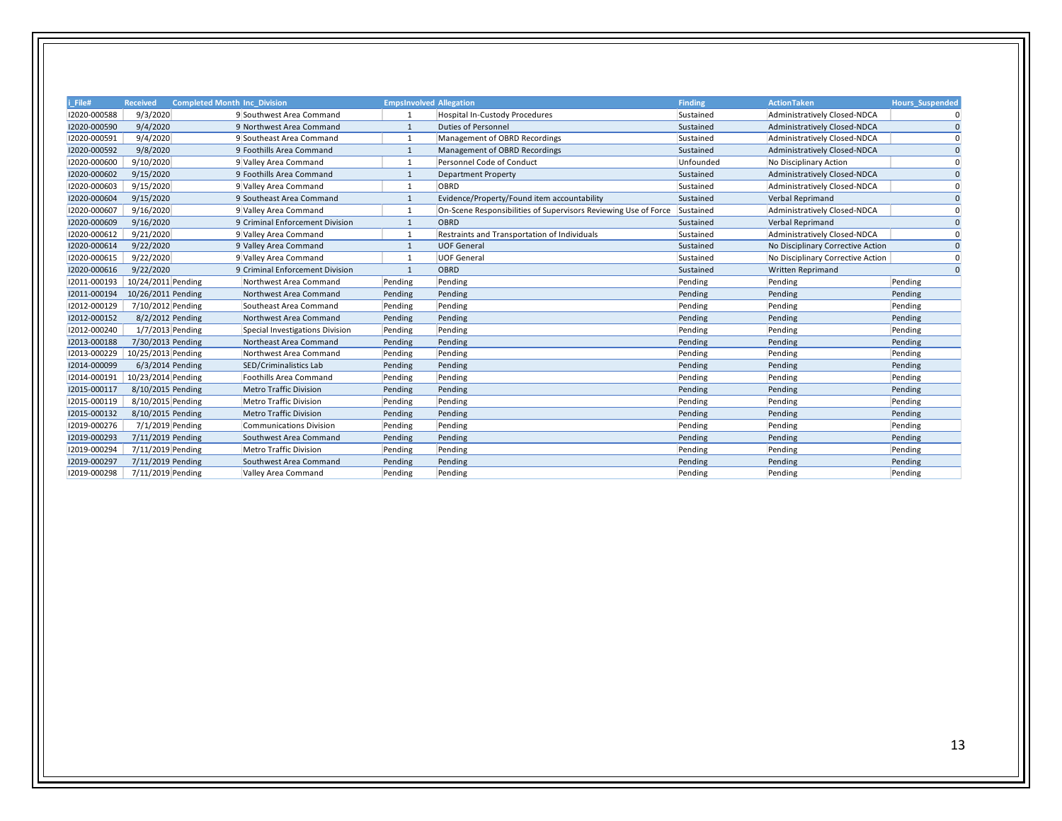| i_File# | Received | Completed Month | Inc_Division | EmpsInvolved | Allegation | Finding | ActionTaken | Hours_Suspended |
|---|---|---|---|---|---|---|---|---|
| I2020-000588 | 9/3/2020 | 9 | Southwest Area Command | 1 | Hospital In-Custody Procedures | Sustained | Administratively Closed-NDCA | 0 |
| I2020-000590 | 9/4/2020 | 9 | Northwest Area Command | 1 | Duties of Personnel | Sustained | Administratively Closed-NDCA | 0 |
| I2020-000591 | 9/4/2020 | 9 | Southeast Area Command | 1 | Management of OBRD Recordings | Sustained | Administratively Closed-NDCA | 0 |
| I2020-000592 | 9/8/2020 | 9 | Foothills Area Command | 1 | Management of OBRD Recordings | Sustained | Administratively Closed-NDCA | 0 |
| I2020-000600 | 9/10/2020 | 9 | Valley Area Command | 1 | Personnel Code of Conduct | Unfounded | No Disciplinary Action | 0 |
| I2020-000602 | 9/15/2020 | 9 | Foothills Area Command | 1 | Department Property | Sustained | Administratively Closed-NDCA | 0 |
| I2020-000603 | 9/15/2020 | 9 | Valley Area Command | 1 | OBRD | Sustained | Administratively Closed-NDCA | 0 |
| I2020-000604 | 9/15/2020 | 9 | Southeast Area Command | 1 | Evidence/Property/Found item accountability | Sustained | Verbal Reprimand | 0 |
| I2020-000607 | 9/16/2020 | 9 | Valley Area Command | 1 | On-Scene Responsibilities of Supervisors Reviewing Use of Force | Sustained | Administratively Closed-NDCA | 0 |
| I2020-000609 | 9/16/2020 | 9 | Criminal Enforcement Division | 1 | OBRD | Sustained | Verbal Reprimand | 0 |
| I2020-000612 | 9/21/2020 | 9 | Valley Area Command | 1 | Restraints and Transportation of Individuals | Sustained | Administratively Closed-NDCA | 0 |
| I2020-000614 | 9/22/2020 | 9 | Valley Area Command | 1 | UOF General | Sustained | No Disciplinary Corrective Action | 0 |
| I2020-000615 | 9/22/2020 | 9 | Valley Area Command | 1 | UOF General | Sustained | No Disciplinary Corrective Action | 0 |
| I2020-000616 | 9/22/2020 | 9 | Criminal Enforcement Division | 1 | OBRD | Sustained | Written Reprimand | 0 |
| I2011-000193 | 10/24/2011 | Pending | Northwest Area Command | Pending | Pending | Pending | Pending | Pending |
| I2011-000194 | 10/26/2011 | Pending | Northwest Area Command | Pending | Pending | Pending | Pending | Pending |
| I2012-000129 | 7/10/2012 | Pending | Southeast Area Command | Pending | Pending | Pending | Pending | Pending |
| I2012-000152 | 8/2/2012 | Pending | Northwest Area Command | Pending | Pending | Pending | Pending | Pending |
| I2012-000240 | 1/7/2013 | Pending | Special Investigations Division | Pending | Pending | Pending | Pending | Pending |
| I2013-000188 | 7/30/2013 | Pending | Northeast Area Command | Pending | Pending | Pending | Pending | Pending |
| I2013-000229 | 10/25/2013 | Pending | Northwest Area Command | Pending | Pending | Pending | Pending | Pending |
| I2014-000099 | 6/3/2014 | Pending | SED/Criminalistics Lab | Pending | Pending | Pending | Pending | Pending |
| I2014-000191 | 10/23/2014 | Pending | Foothills Area Command | Pending | Pending | Pending | Pending | Pending |
| I2015-000117 | 8/10/2015 | Pending | Metro Traffic Division | Pending | Pending | Pending | Pending | Pending |
| I2015-000119 | 8/10/2015 | Pending | Metro Traffic Division | Pending | Pending | Pending | Pending | Pending |
| I2015-000132 | 8/10/2015 | Pending | Metro Traffic Division | Pending | Pending | Pending | Pending | Pending |
| I2019-000276 | 7/1/2019 | Pending | Communications Division | Pending | Pending | Pending | Pending | Pending |
| I2019-000293 | 7/11/2019 | Pending | Southwest Area Command | Pending | Pending | Pending | Pending | Pending |
| I2019-000294 | 7/11/2019 | Pending | Metro Traffic Division | Pending | Pending | Pending | Pending | Pending |
| I2019-000297 | 7/11/2019 | Pending | Southwest Area Command | Pending | Pending | Pending | Pending | Pending |
| I2019-000298 | 7/11/2019 | Pending | Valley Area Command | Pending | Pending | Pending | Pending | Pending |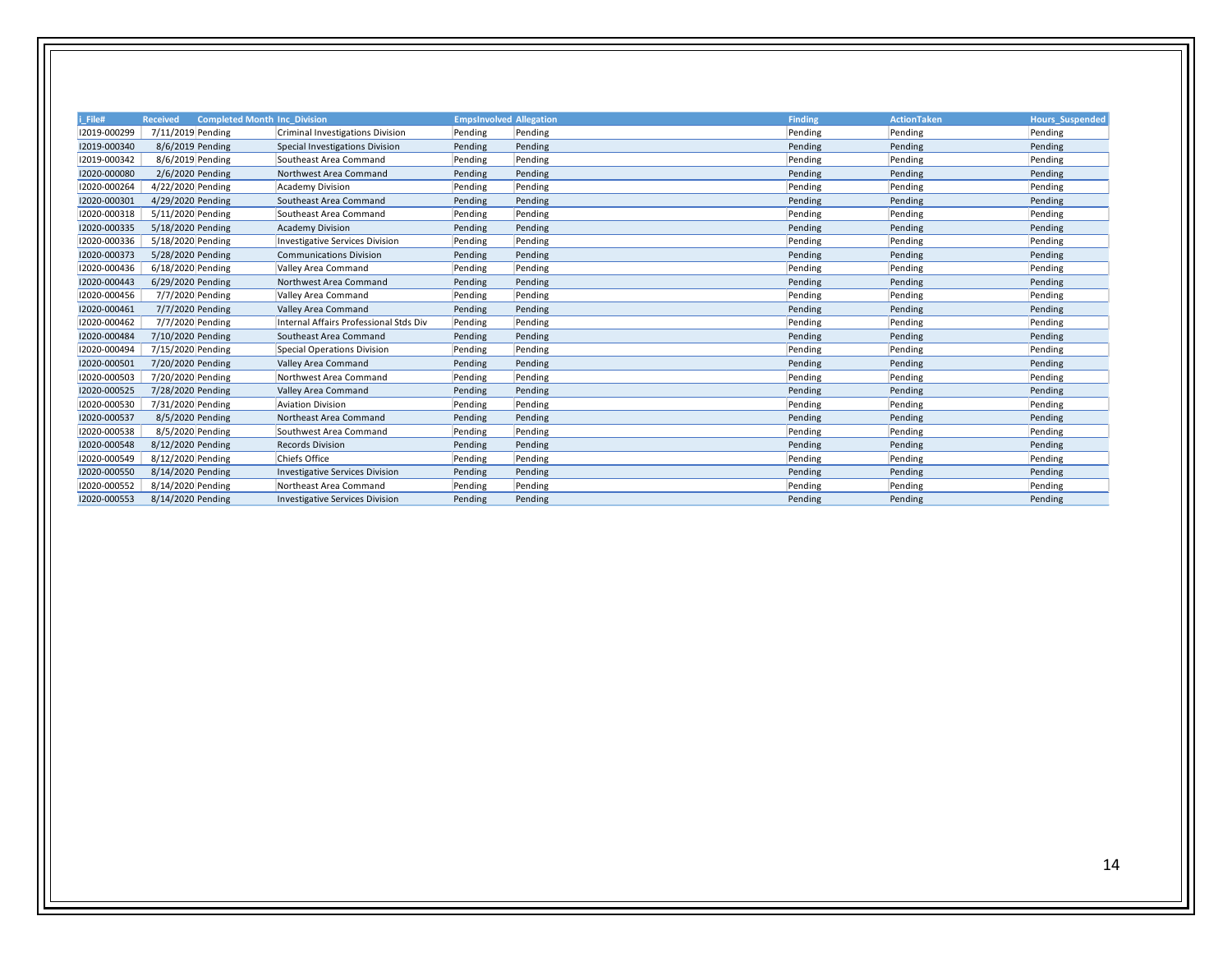| i_File# | Received | Completed Month | Inc_Division | EmpsInvolved | Allegation | Finding | ActionTaken | Hours_Suspended |
|---|---|---|---|---|---|---|---|---|
| I2019-000299 | 7/11/2019 | Pending | Criminal Investigations Division | Pending | Pending | Pending | Pending | Pending |
| I2019-000340 | 8/6/2019 | Pending | Special Investigations Division | Pending | Pending | Pending | Pending | Pending |
| I2019-000342 | 8/6/2019 | Pending | Southeast Area Command | Pending | Pending | Pending | Pending | Pending |
| I2020-000080 | 2/6/2020 | Pending | Northwest Area Command | Pending | Pending | Pending | Pending | Pending |
| I2020-000264 | 4/22/2020 | Pending | Academy Division | Pending | Pending | Pending | Pending | Pending |
| I2020-000301 | 4/29/2020 | Pending | Southeast Area Command | Pending | Pending | Pending | Pending | Pending |
| I2020-000318 | 5/11/2020 | Pending | Southeast Area Command | Pending | Pending | Pending | Pending | Pending |
| I2020-000335 | 5/18/2020 | Pending | Academy Division | Pending | Pending | Pending | Pending | Pending |
| I2020-000336 | 5/18/2020 | Pending | Investigative Services Division | Pending | Pending | Pending | Pending | Pending |
| I2020-000373 | 5/28/2020 | Pending | Communications Division | Pending | Pending | Pending | Pending | Pending |
| I2020-000436 | 6/18/2020 | Pending | Valley Area Command | Pending | Pending | Pending | Pending | Pending |
| I2020-000443 | 6/29/2020 | Pending | Northwest Area Command | Pending | Pending | Pending | Pending | Pending |
| I2020-000456 | 7/7/2020 | Pending | Valley Area Command | Pending | Pending | Pending | Pending | Pending |
| I2020-000461 | 7/7/2020 | Pending | Valley Area Command | Pending | Pending | Pending | Pending | Pending |
| I2020-000462 | 7/7/2020 | Pending | Internal Affairs Professional Stds Div | Pending | Pending | Pending | Pending | Pending |
| I2020-000484 | 7/10/2020 | Pending | Southeast Area Command | Pending | Pending | Pending | Pending | Pending |
| I2020-000494 | 7/15/2020 | Pending | Special Operations Division | Pending | Pending | Pending | Pending | Pending |
| I2020-000501 | 7/20/2020 | Pending | Valley Area Command | Pending | Pending | Pending | Pending | Pending |
| I2020-000503 | 7/20/2020 | Pending | Northwest Area Command | Pending | Pending | Pending | Pending | Pending |
| I2020-000525 | 7/28/2020 | Pending | Valley Area Command | Pending | Pending | Pending | Pending | Pending |
| I2020-000530 | 7/31/2020 | Pending | Aviation Division | Pending | Pending | Pending | Pending | Pending |
| I2020-000537 | 8/5/2020 | Pending | Northeast Area Command | Pending | Pending | Pending | Pending | Pending |
| I2020-000538 | 8/5/2020 | Pending | Southwest Area Command | Pending | Pending | Pending | Pending | Pending |
| I2020-000548 | 8/12/2020 | Pending | Records Division | Pending | Pending | Pending | Pending | Pending |
| I2020-000549 | 8/12/2020 | Pending | Chiefs Office | Pending | Pending | Pending | Pending | Pending |
| I2020-000550 | 8/14/2020 | Pending | Investigative Services Division | Pending | Pending | Pending | Pending | Pending |
| I2020-000552 | 8/14/2020 | Pending | Northeast Area Command | Pending | Pending | Pending | Pending | Pending |
| I2020-000553 | 8/14/2020 | Pending | Investigative Services Division | Pending | Pending | Pending | Pending | Pending |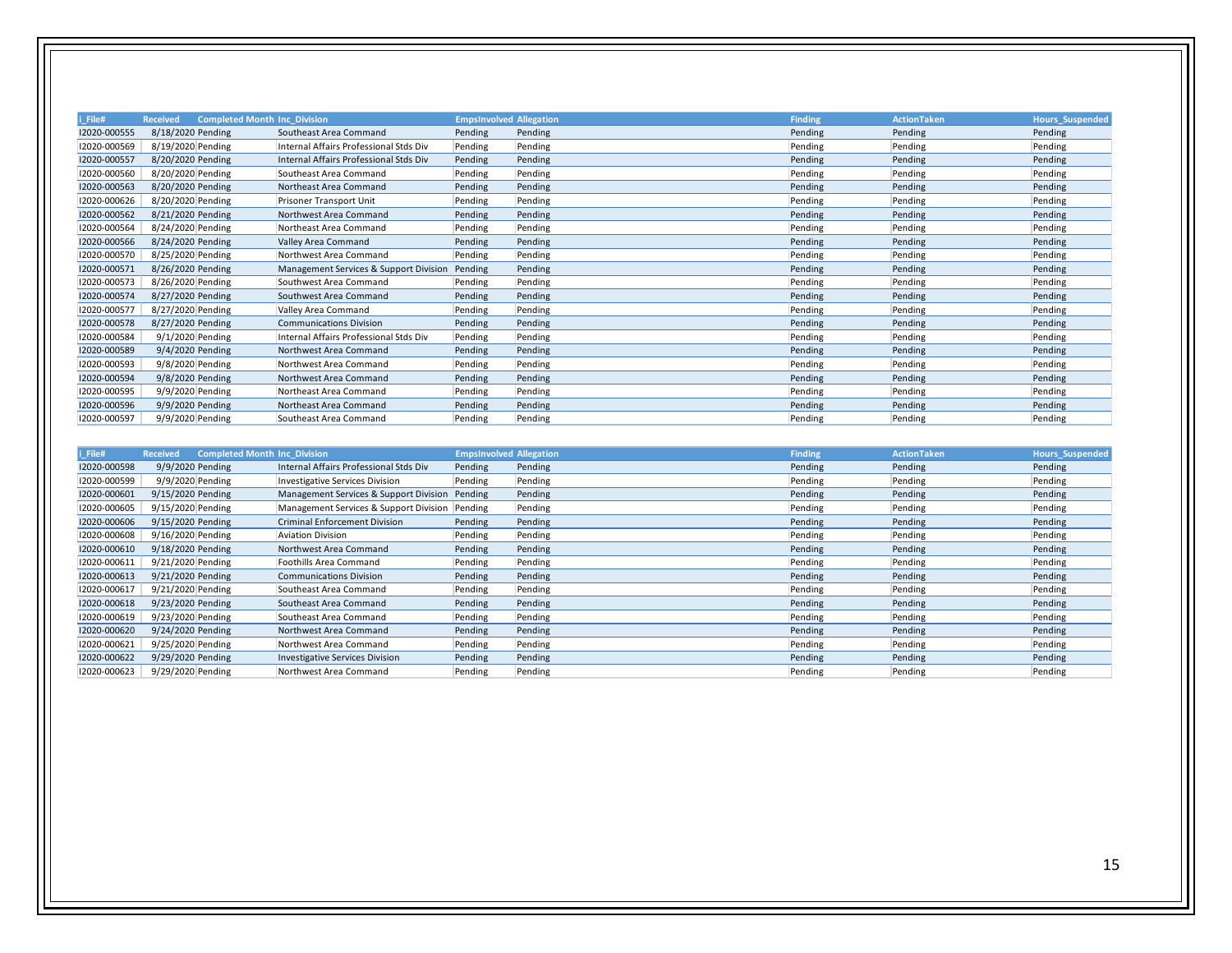| i_File# | Received | Completed Month | Inc_Division | EmpsInvolved | Allegation | Finding | ActionTaken | Hours_Suspended |
|---|---|---|---|---|---|---|---|---|
| I2020-000555 | 8/18/2020 | Pending | Southeast Area Command | Pending | Pending | Pending | Pending | Pending |
| I2020-000569 | 8/19/2020 | Pending | Internal Affairs Professional Stds Div | Pending | Pending | Pending | Pending | Pending |
| I2020-000557 | 8/20/2020 | Pending | Internal Affairs Professional Stds Div | Pending | Pending | Pending | Pending | Pending |
| I2020-000560 | 8/20/2020 | Pending | Southeast Area Command | Pending | Pending | Pending | Pending | Pending |
| I2020-000563 | 8/20/2020 | Pending | Northeast Area Command | Pending | Pending | Pending | Pending | Pending |
| I2020-000626 | 8/20/2020 | Pending | Prisoner Transport Unit | Pending | Pending | Pending | Pending | Pending |
| I2020-000562 | 8/21/2020 | Pending | Northwest Area Command | Pending | Pending | Pending | Pending | Pending |
| I2020-000564 | 8/24/2020 | Pending | Northeast Area Command | Pending | Pending | Pending | Pending | Pending |
| I2020-000566 | 8/24/2020 | Pending | Valley Area Command | Pending | Pending | Pending | Pending | Pending |
| I2020-000570 | 8/25/2020 | Pending | Northwest Area Command | Pending | Pending | Pending | Pending | Pending |
| I2020-000571 | 8/26/2020 | Pending | Management Services & Support Division | Pending | Pending | Pending | Pending | Pending |
| I2020-000573 | 8/26/2020 | Pending | Southwest Area Command | Pending | Pending | Pending | Pending | Pending |
| I2020-000574 | 8/27/2020 | Pending | Southwest Area Command | Pending | Pending | Pending | Pending | Pending |
| I2020-000577 | 8/27/2020 | Pending | Valley Area Command | Pending | Pending | Pending | Pending | Pending |
| I2020-000578 | 8/27/2020 | Pending | Communications Division | Pending | Pending | Pending | Pending | Pending |
| I2020-000584 | 9/1/2020 | Pending | Internal Affairs Professional Stds Div | Pending | Pending | Pending | Pending | Pending |
| I2020-000589 | 9/4/2020 | Pending | Northwest Area Command | Pending | Pending | Pending | Pending | Pending |
| I2020-000593 | 9/8/2020 | Pending | Northwest Area Command | Pending | Pending | Pending | Pending | Pending |
| I2020-000594 | 9/8/2020 | Pending | Northwest Area Command | Pending | Pending | Pending | Pending | Pending |
| I2020-000595 | 9/9/2020 | Pending | Northeast Area Command | Pending | Pending | Pending | Pending | Pending |
| I2020-000596 | 9/9/2020 | Pending | Northeast Area Command | Pending | Pending | Pending | Pending | Pending |
| I2020-000597 | 9/9/2020 | Pending | Southeast Area Command | Pending | Pending | Pending | Pending | Pending |

| i_File# | Received | Completed Month | Inc_Division | EmpsInvolved | Allegation | Finding | ActionTaken | Hours_Suspended |
|---|---|---|---|---|---|---|---|---|
| I2020-000598 | 9/9/2020 | Pending | Internal Affairs Professional Stds Div | Pending | Pending | Pending | Pending | Pending |
| I2020-000599 | 9/9/2020 | Pending | Investigative Services Division | Pending | Pending | Pending | Pending | Pending |
| I2020-000601 | 9/15/2020 | Pending | Management Services & Support Division | Pending | Pending | Pending | Pending | Pending |
| I2020-000605 | 9/15/2020 | Pending | Management Services & Support Division | Pending | Pending | Pending | Pending | Pending |
| I2020-000606 | 9/15/2020 | Pending | Criminal Enforcement Division | Pending | Pending | Pending | Pending | Pending |
| I2020-000608 | 9/16/2020 | Pending | Aviation Division | Pending | Pending | Pending | Pending | Pending |
| I2020-000610 | 9/18/2020 | Pending | Northwest Area Command | Pending | Pending | Pending | Pending | Pending |
| I2020-000611 | 9/21/2020 | Pending | Foothills Area Command | Pending | Pending | Pending | Pending | Pending |
| I2020-000613 | 9/21/2020 | Pending | Communications Division | Pending | Pending | Pending | Pending | Pending |
| I2020-000617 | 9/21/2020 | Pending | Southeast Area Command | Pending | Pending | Pending | Pending | Pending |
| I2020-000618 | 9/23/2020 | Pending | Southeast Area Command | Pending | Pending | Pending | Pending | Pending |
| I2020-000619 | 9/23/2020 | Pending | Southeast Area Command | Pending | Pending | Pending | Pending | Pending |
| I2020-000620 | 9/24/2020 | Pending | Northwest Area Command | Pending | Pending | Pending | Pending | Pending |
| I2020-000621 | 9/25/2020 | Pending | Northwest Area Command | Pending | Pending | Pending | Pending | Pending |
| I2020-000622 | 9/29/2020 | Pending | Investigative Services Division | Pending | Pending | Pending | Pending | Pending |
| I2020-000623 | 9/29/2020 | Pending | Northwest Area Command | Pending | Pending | Pending | Pending | Pending |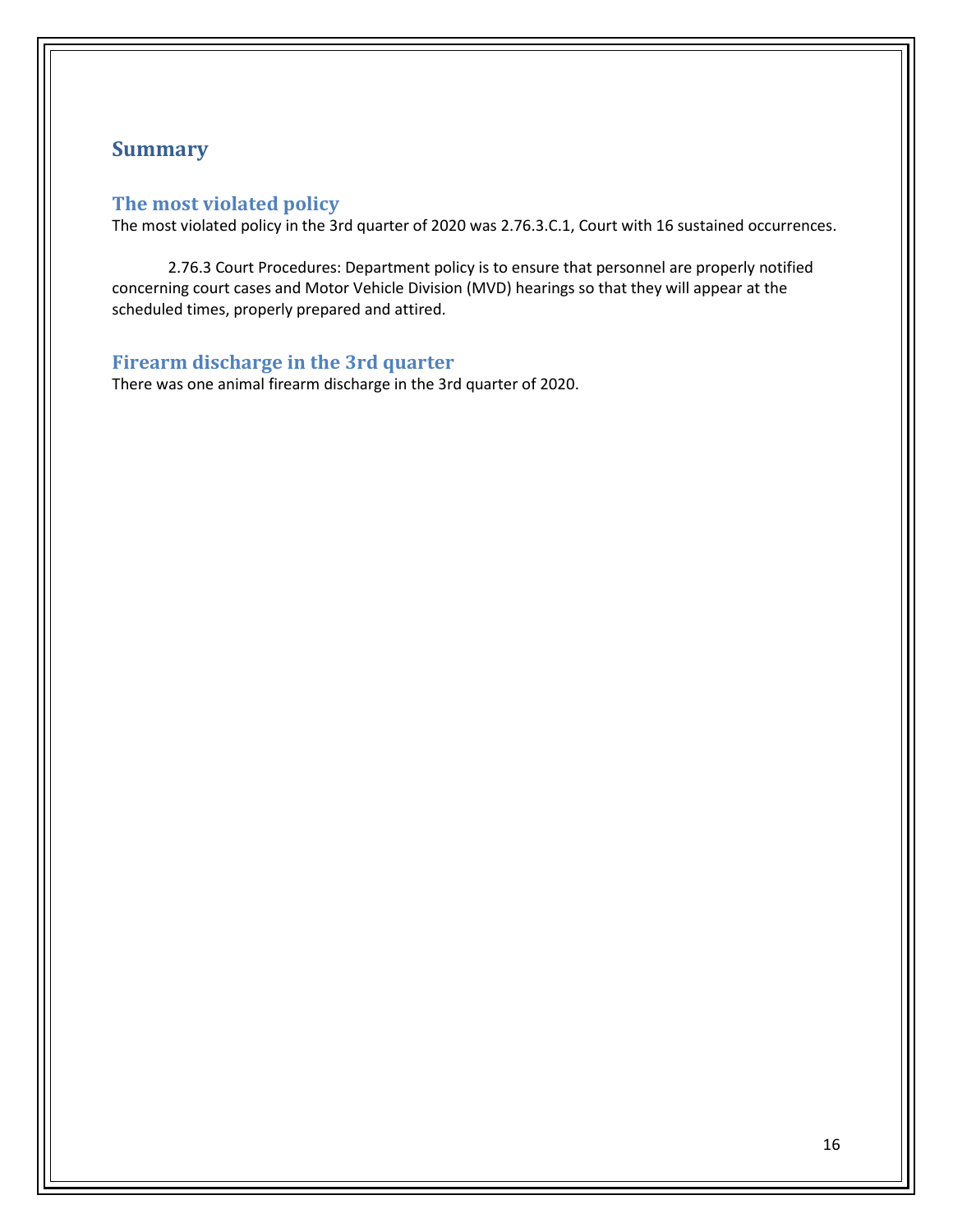# Summary

## The most violated policy

The most violated policy in the 3rd quarter of 2020 was 2.76.3.C.1, Court with 16 sustained occurrences.

2.76.3 Court Procedures: Department policy is to ensure that personnel are properly notified concerning court cases and Motor Vehicle Division (MVD) hearings so that they will appear at the scheduled times, properly prepared and attired.

## Firearm discharge in the 3rd quarter

There was one animal firearm discharge in the 3rd quarter of 2020.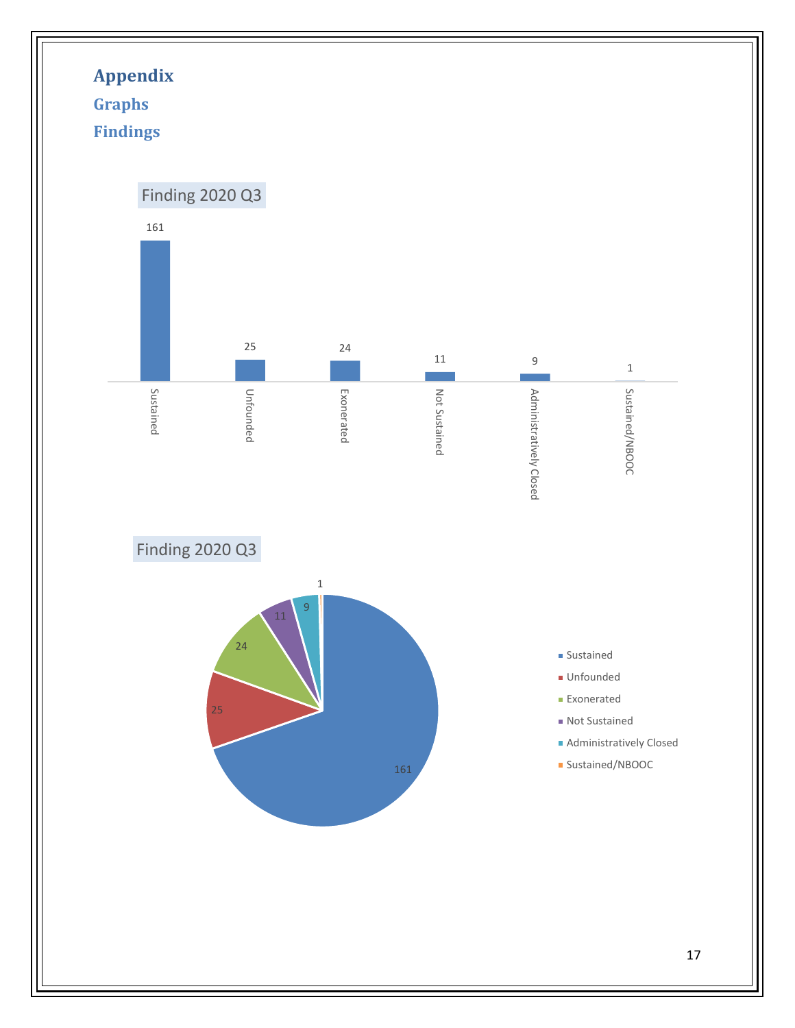# Appendix

## Graphs

### Findings

Finding 2020 Q3

| Finding | Count |
|---|---|
| Sustained | 161 |
| Unfounded | 25 |
| Exonerated | 24 |
| Not Sustained | 11 |
| Administratively Closed | 9 |
| Sustained/NBOOC | 1 |

Finding 2020 Q3

| Finding | Count |
|---|---|
| Sustained | 161 |
| Unfounded | 25 |
| Exonerated | 24 |
| Not Sustained | 11 |
| Administratively Closed | 9 |
| Sustained/NBOOC | 1 |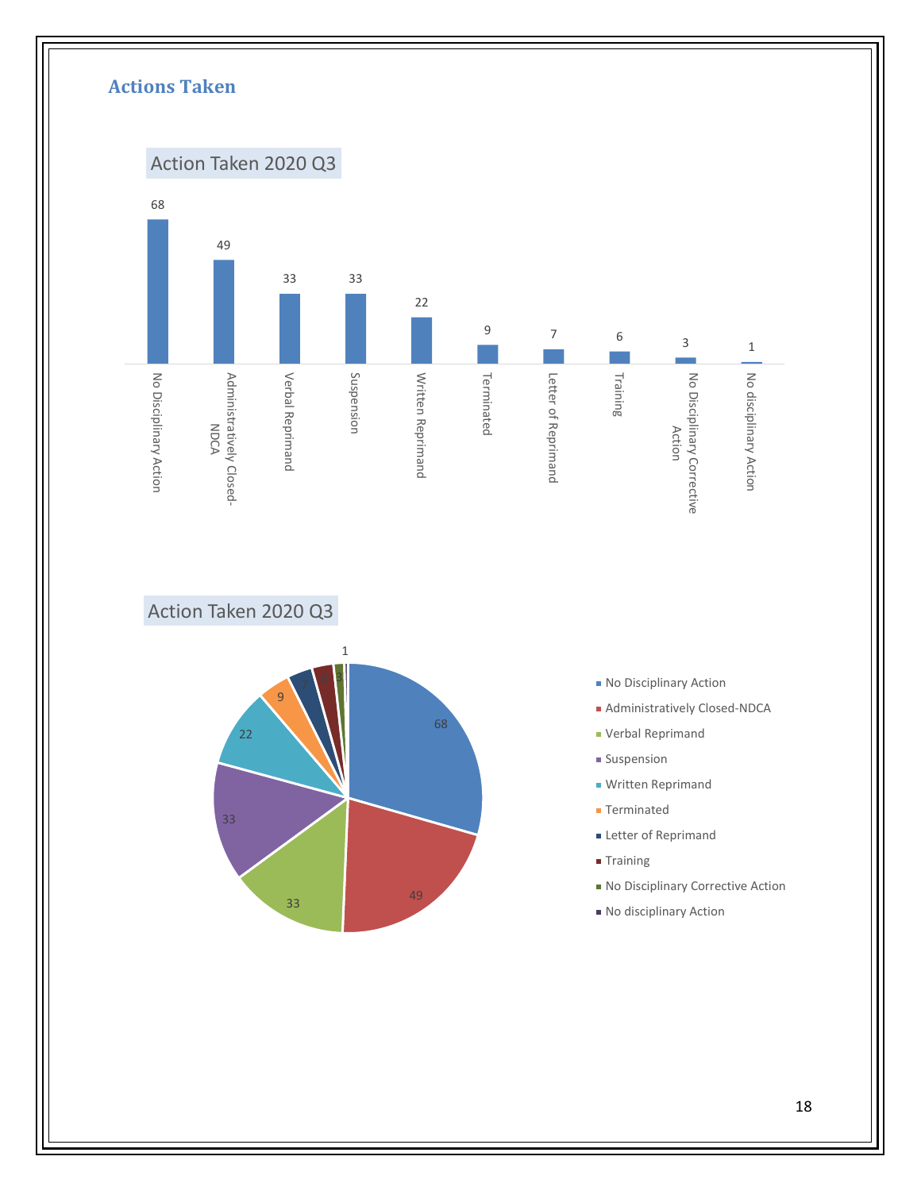## Actions Taken

**Action Taken 2020 Q3**

| Action | Count |
|---|---|
| No Disciplinary Action | 68 |
| Administratively Closed-NDCA | 49 |
| Verbal Reprimand | 33 |
| Suspension | 33 |
| Written Reprimand | 22 |
| Terminated | 9 |
| Letter of Reprimand | 7 |
| Training | 6 |
| No Disciplinary Corrective Action | 3 |
| No disciplinary Action | 1 |

**Action Taken 2020 Q3**

- No Disciplinary Action: 68
- Administratively Closed-NDCA: 49
- Verbal Reprimand: 33
- Suspension: 33
- Written Reprimand: 22
- Terminated: 9
- Letter of Reprimand: 7
- Training: 6
- No Disciplinary Corrective Action: 3
- No disciplinary Action: 1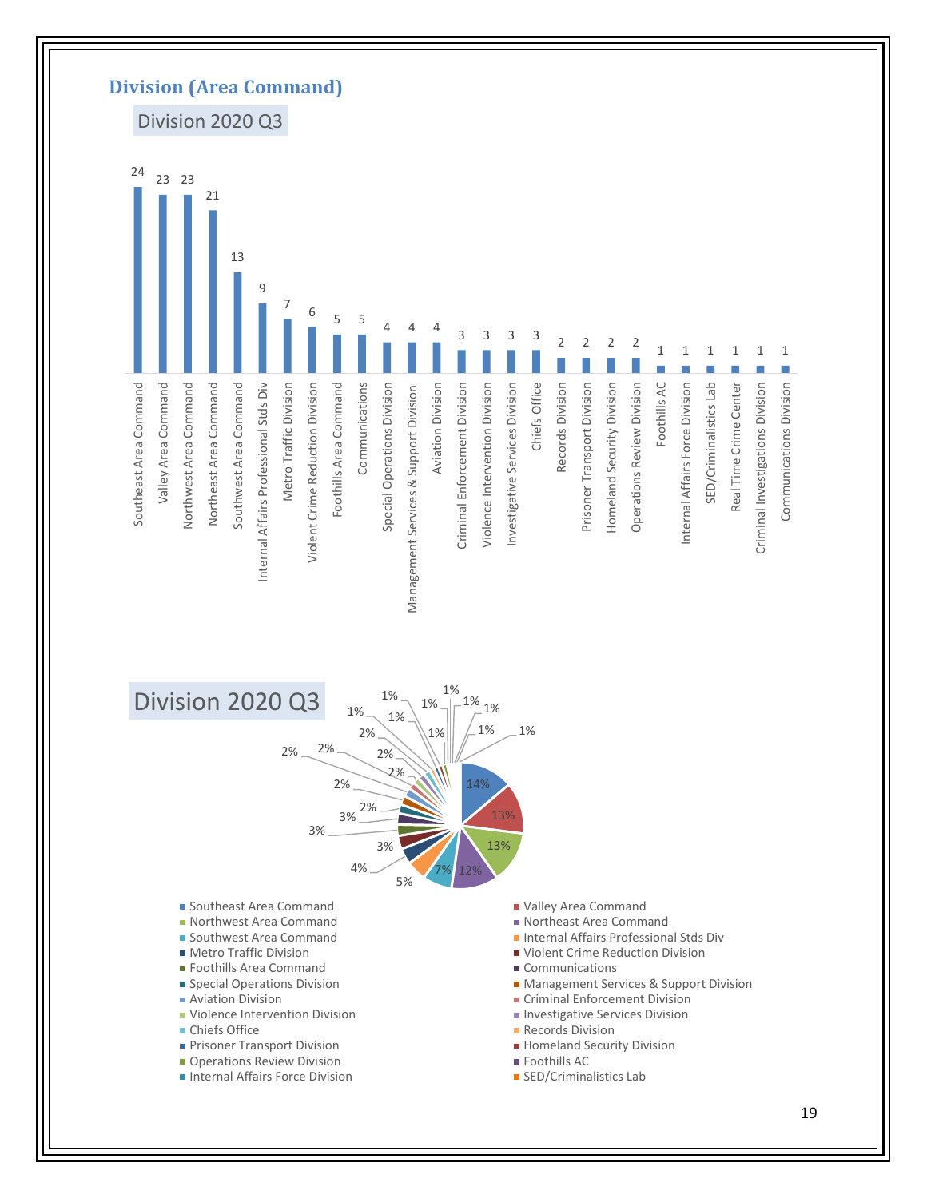## Division (Area Command)

### Division 2020 Q3

| Division | Count |
|---|---|
| Southeast Area Command | 24 |
| Valley Area Command | 23 |
| Northwest Area Command | 23 |
| Northeast Area Command | 21 |
| Southwest Area Command | 13 |
| Internal Affairs Professional Stds Div | 9 |
| Metro Traffic Division | 7 |
| Violent Crime Reduction Division | 6 |
| Foothills Area Command | 5 |
| Communications | 5 |
| Special Operations Division | 4 |
| Management Services & Support Division | 4 |
| Aviation Division | 4 |
| Criminal Enforcement Division | 3 |
| Violence Intervention Division | 3 |
| Investigative Services Division | 3 |
| Chiefs Office | 3 |
| Records Division | 2 |
| Prisoner Transport Division | 2 |
| Homeland Security Division | 2 |
| Operations Review Division | 2 |
| Foothills AC | 1 |
| Internal Affairs Force Division | 1 |
| SED/Criminalistics Lab | 1 |
| Real Time Crime Center | 1 |
| Criminal Investigations Division | 1 |
| Communications Division | 1 |

### Division 2020 Q3

| Division | Percent |
|---|---|
| Southeast Area Command | 14% |
| Valley Area Command | 13% |
| Northwest Area Command | 13% |
| Northeast Area Command | 12% |
| Southwest Area Command | 7% |
| Internal Affairs Professional Stds Div | 5% |
| Metro Traffic Division | 4% |
| Violent Crime Reduction Division | 3% |
| Foothills Area Command | 3% |
| Communications | 3% |
| Special Operations Division | 2% |
| Management Services & Support Division | 2% |
| Aviation Division | 2% |
| Criminal Enforcement Division | 2% |
| Violence Intervention Division | 2% |
| Investigative Services Division | 2% |
| Chiefs Office | 2% |
| Records Division | 1% |
| Prisoner Transport Division | 1% |
| Homeland Security Division | 1% |
| Operations Review Division | 1% |
| Foothills AC | 1% |
| Internal Affairs Force Division | 1% |
| SED/Criminalistics Lab | 1% |
| Real Time Crime Center | 1% |
| Criminal Investigations Division | 1% |
| Communications Division | 1% |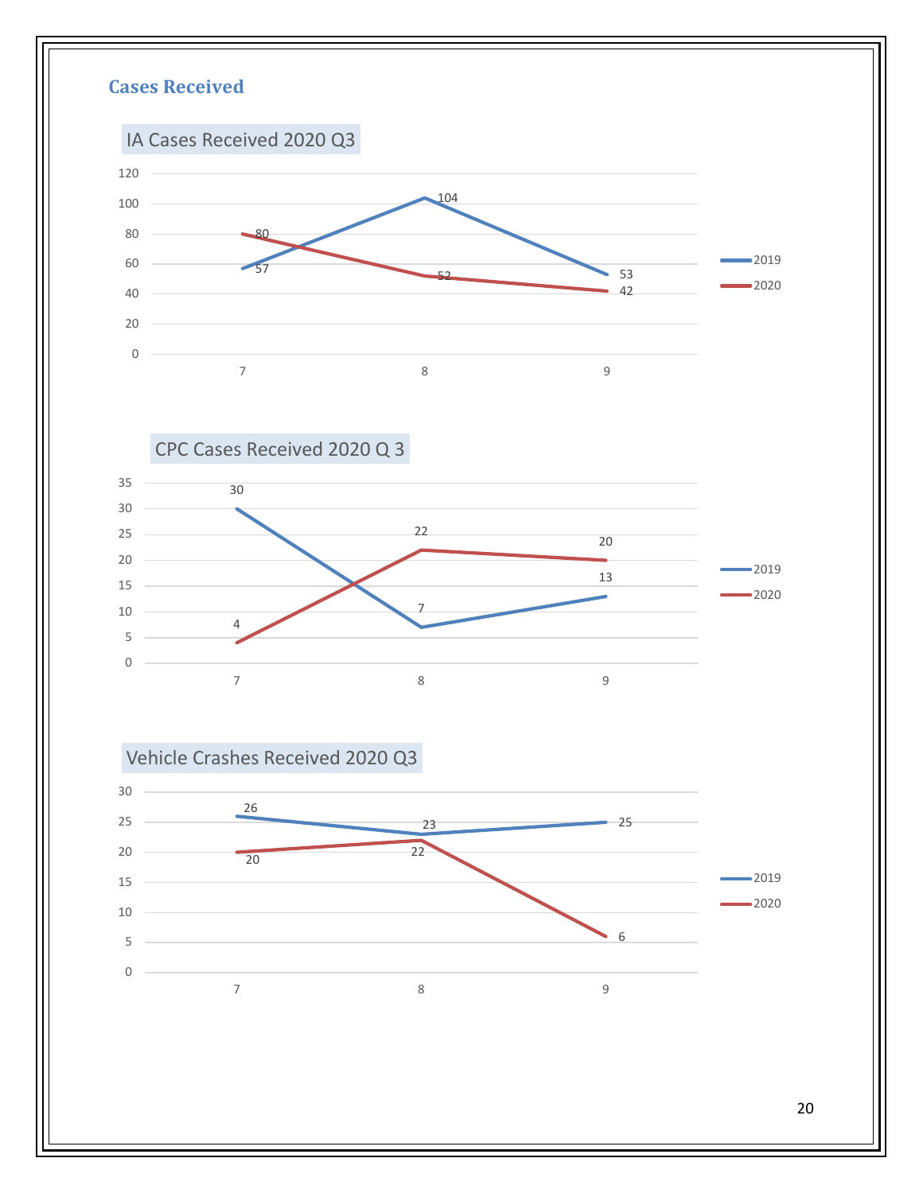## Cases Received

### IA Cases Received 2020 Q3

| Month | 2019 | 2020 |
|---|---|---|
| 7 | 57 | 80 |
| 8 | 104 | 52 |
| 9 | 53 | 42 |

### CPC Cases Received 2020 Q 3

| Month | 2019 | 2020 |
|---|---|---|
| 7 | 30 | 4 |
| 8 | 7 | 22 |
| 9 | 13 | 20 |

### Vehicle Crashes Received 2020 Q3

| Month | 2019 | 2020 |
|---|---|---|
| 7 | 26 | 20 |
| 8 | 23 | 22 |
| 9 | 25 | 6 |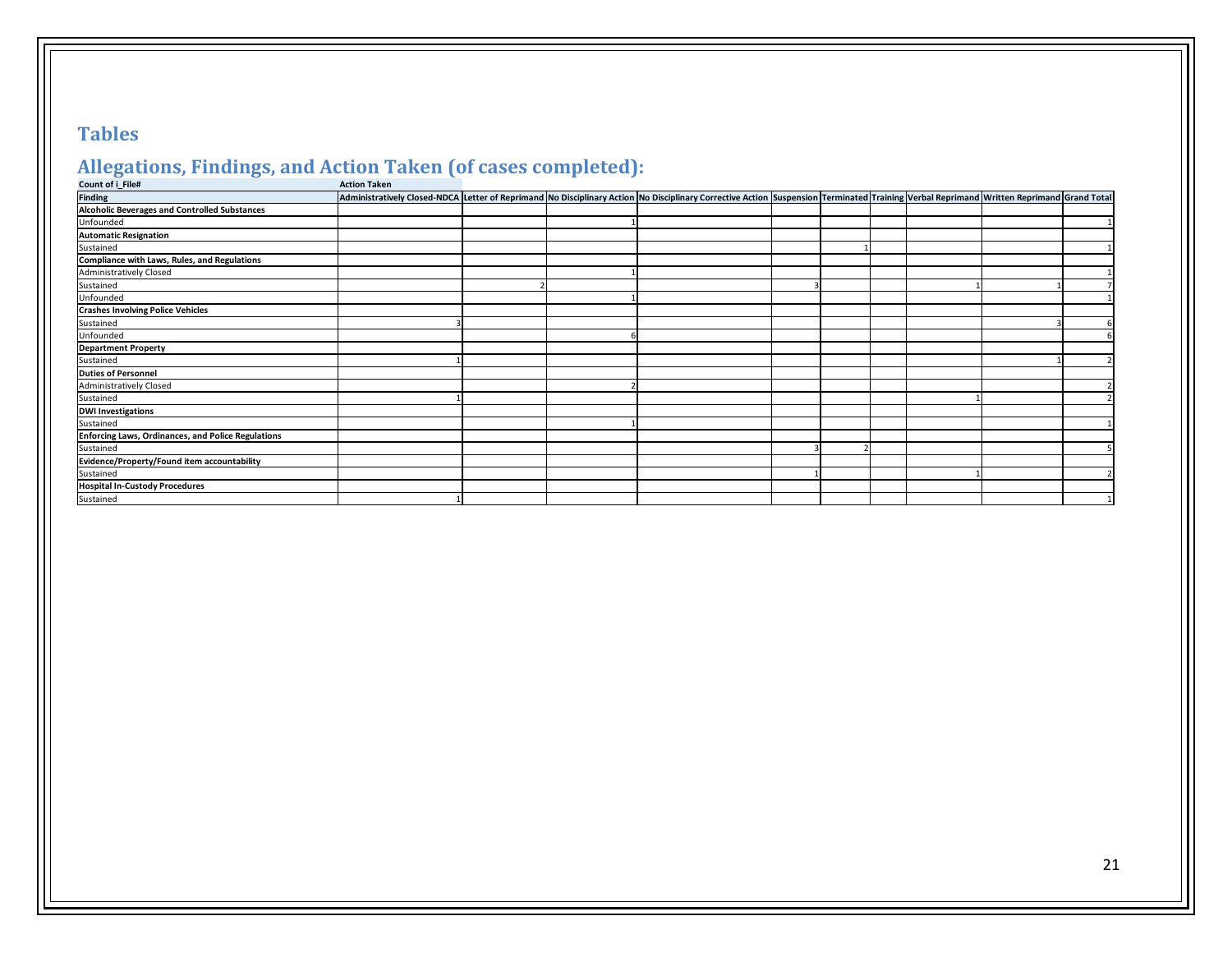## Tables

## Allegations, Findings, and Action Taken (of cases completed):

| Count of i_File# | Action Taken | | | | | | | | | |
|---|---|---|---|---|---|---|---|---|---|---|
| **Finding** | **Administratively Closed-NDCA** | **Letter of Reprimand** | **No Disciplinary Action** | **No Disciplinary Corrective Action** | **Suspension** | **Terminated** | **Training** | **Verbal Reprimand** | **Written Reprimand** | **Grand Total** |
| **Alcoholic Beverages and Controlled Substances** | | | | | | | | | | |
| Unfounded | | | 1 | | | | | | | 1 |
| **Automatic Resignation** | | | | | | | | | | |
| Sustained | | | | | | 1 | | | | 1 |
| **Compliance with Laws, Rules, and Regulations** | | | | | | | | | | |
| Administratively Closed | | | 1 | | | | | | | 1 |
| Sustained | | 2 | | | 3 | | | 1 | 1 | 7 |
| Unfounded | | | 1 | | | | | | | 1 |
| **Crashes Involving Police Vehicles** | | | | | | | | | | |
| Sustained | 3 | | | | | | | | 3 | 6 |
| Unfounded | | | 6 | | | | | | | 6 |
| **Department Property** | | | | | | | | | | |
| Sustained | 1 | | | | | | | | 1 | 2 |
| **Duties of Personnel** | | | | | | | | | | |
| Administratively Closed | | | 2 | | | | | | | 2 |
| Sustained | 1 | | | | | | | 1 | | 2 |
| **DWI Investigations** | | | | | | | | | | |
| Sustained | | | 1 | | | | | | | 1 |
| **Enforcing Laws, Ordinances, and Police Regulations** | | | | | | | | | | |
| Sustained | | | | | 3 | 2 | | | | 5 |
| **Evidence/Property/Found item accountability** | | | | | | | | | | |
| Sustained | | | | | 1 | | | 1 | | 2 |
| **Hospital In-Custody Procedures** | | | | | | | | | | |
| Sustained | 1 | | | | | | | | | 1 |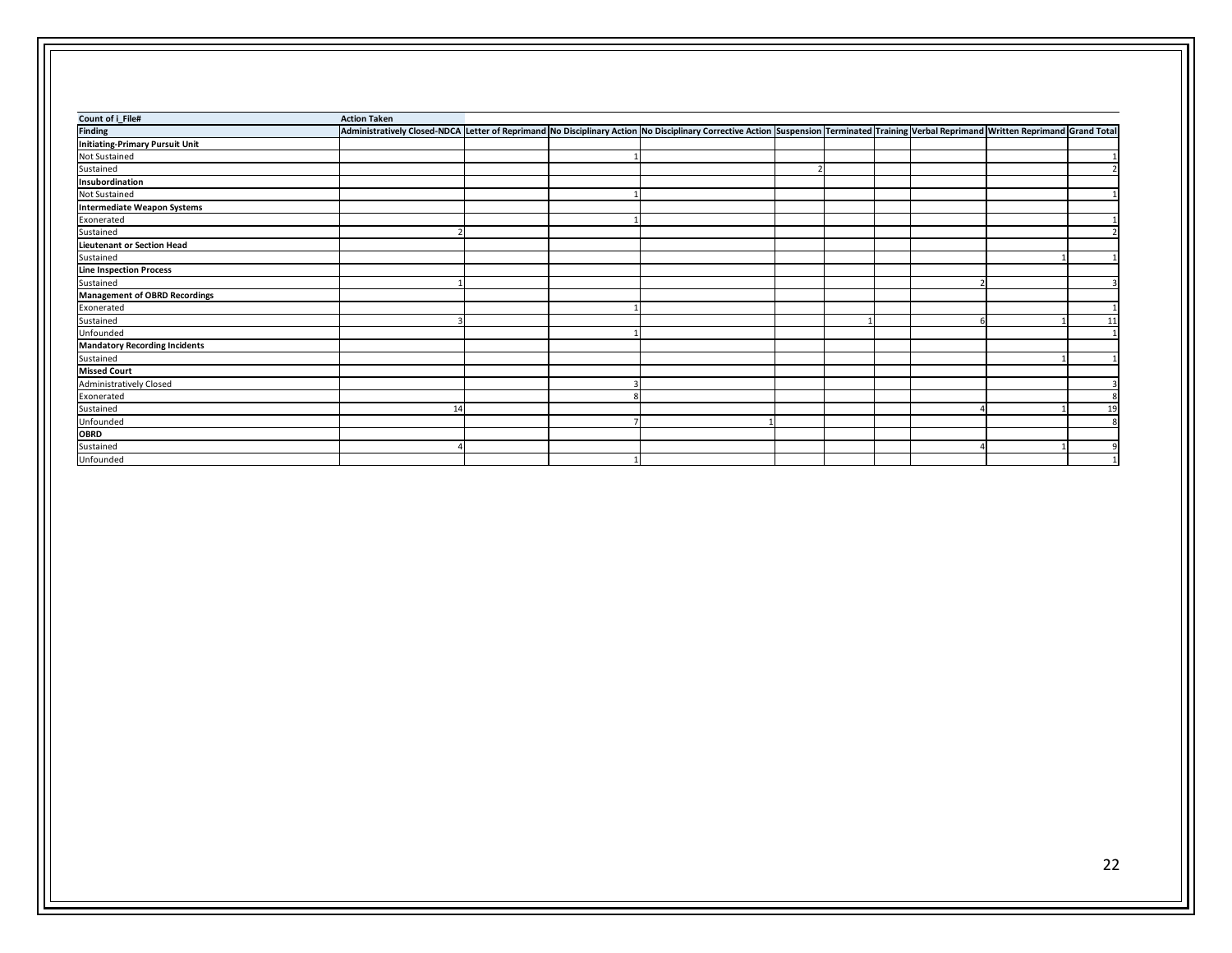| Count of i_File# | Action Taken | | | | | | | | | |
|---|---|---|---|---|---|---|---|---|---|---|
| **Finding** | **Administratively Closed-NDCA** | **Letter of Reprimand** | **No Disciplinary Action** | **No Disciplinary Corrective Action** | **Suspension** | **Terminated** | **Training** | **Verbal Reprimand** | **Written Reprimand** | **Grand Total** |
| **Initiating-Primary Pursuit Unit** | | | | | | | | | | |
| Not Sustained | | | 1 | | | | | | | 1 |
| Sustained | | | | | 2 | | | | | 2 |
| **Insubordination** | | | | | | | | | | |
| Not Sustained | | | 1 | | | | | | | 1 |
| **Intermediate Weapon Systems** | | | | | | | | | | |
| Exonerated | | | 1 | | | | | | | 1 |
| Sustained | 2 | | | | | | | | | 2 |
| **Lieutenant or Section Head** | | | | | | | | | | |
| Sustained | | | | | | | | | 1 | 1 |
| **Line Inspection Process** | | | | | | | | | | |
| Sustained | 1 | | | | | | | 2 | | 3 |
| **Management of OBRD Recordings** | | | | | | | | | | |
| Exonerated | | | 1 | | | | | | | 1 |
| Sustained | 3 | | | | | 1 | | 6 | 1 | 11 |
| Unfounded | | | 1 | | | | | | | 1 |
| **Mandatory Recording Incidents** | | | | | | | | | | |
| Sustained | | | | | | | | | 1 | 1 |
| **Missed Court** | | | | | | | | | | |
| Administratively Closed | | | 3 | | | | | | | 3 |
| Exonerated | | | 8 | | | | | | | 8 |
| Sustained | 14 | | | | | | | 4 | 1 | 19 |
| Unfounded | | | 7 | 1 | | | | | | 8 |
| **OBRD** | | | | | | | | | | |
| Sustained | 4 | | | | | | | 4 | 1 | 9 |
| Unfounded | | | 1 | | | | | | | 1 |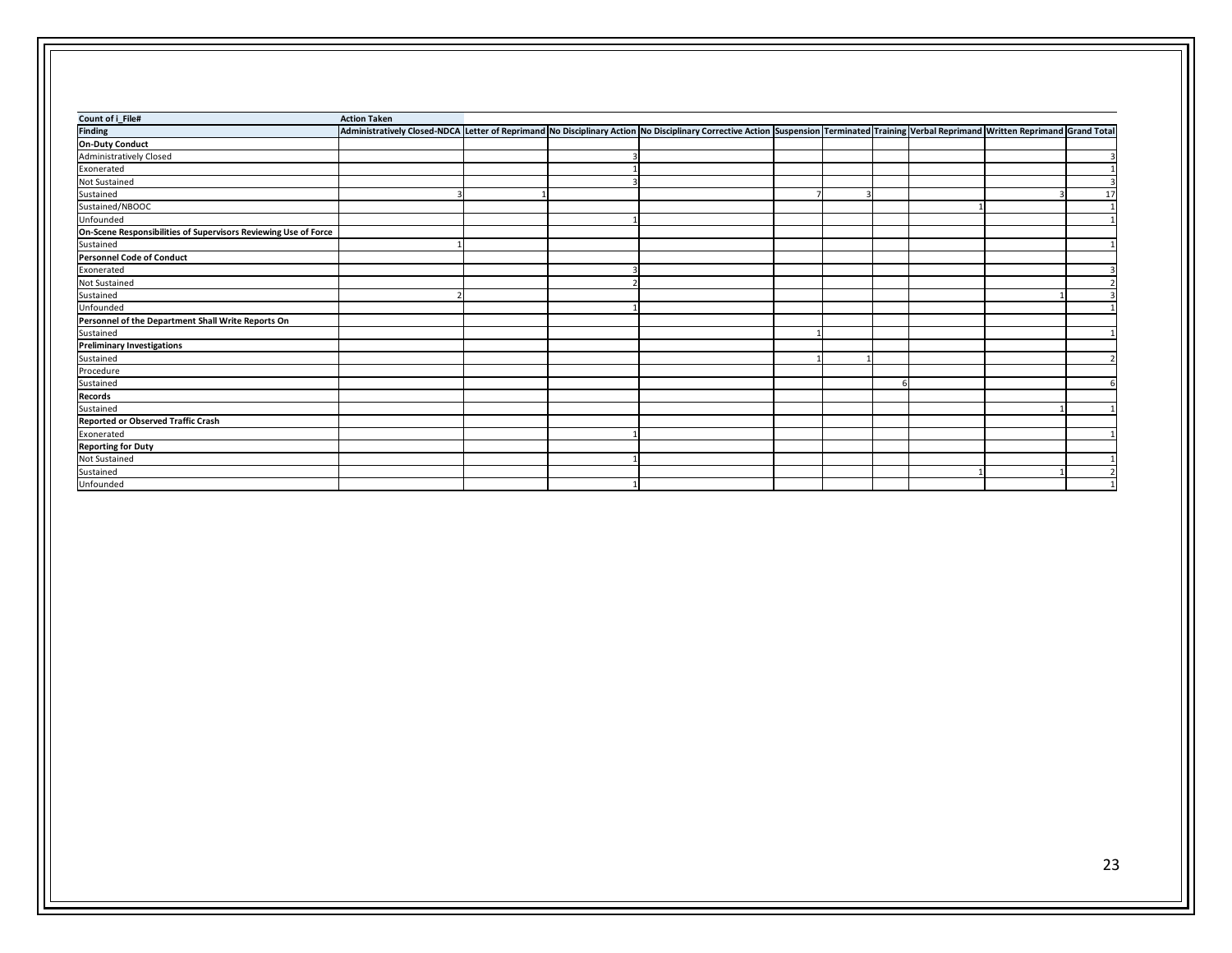| Count of i_File# | Action Taken | | | | | | | | | |
|---|---|---|---|---|---|---|---|---|---|---|
| **Finding** | **Administratively Closed-NDCA** | **Letter of Reprimand** | **No Disciplinary Action** | **No Disciplinary Corrective Action** | **Suspension** | **Terminated** | **Training** | **Verbal Reprimand** | **Written Reprimand** | **Grand Total** |
| **On-Duty Conduct** | | | | | | | | | | |
| Administratively Closed | | | 3 | | | | | | | 3 |
| Exonerated | | | 1 | | | | | | | 1 |
| Not Sustained | | | 3 | | | | | | | 3 |
| Sustained | 3 | 1 | | | 7 | 3 | | | 3 | 17 |
| Sustained/NBOOC | | | | | | | | 1 | | 1 |
| Unfounded | | | 1 | | | | | | | 1 |
| **On-Scene Responsibilities of Supervisors Reviewing Use of Force** | | | | | | | | | | |
| Sustained | 1 | | | | | | | | | 1 |
| **Personnel Code of Conduct** | | | | | | | | | | |
| Exonerated | | | 3 | | | | | | | 3 |
| Not Sustained | | | 2 | | | | | | | 2 |
| Sustained | 2 | | | | | | | | 1 | 3 |
| Unfounded | | | 1 | | | | | | | 1 |
| **Personnel of the Department Shall Write Reports On** | | | | | | | | | | |
| Sustained | | | | | 1 | | | | | 1 |
| **Preliminary Investigations** | | | | | | | | | | |
| Sustained | | | | | 1 | 1 | | | | 2 |
| Procedure | | | | | | | | | | |
| Sustained | | | | | | | 6 | | | 6 |
| **Records** | | | | | | | | | | |
| Sustained | | | | | | | | | 1 | 1 |
| **Reported or Observed Traffic Crash** | | | | | | | | | | |
| Exonerated | | | 1 | | | | | | | 1 |
| **Reporting for Duty** | | | | | | | | | | |
| Not Sustained | | | 1 | | | | | | | 1 |
| Sustained | | | | | | | | 1 | 1 | 2 |
| Unfounded | | | 1 | | | | | | | 1 |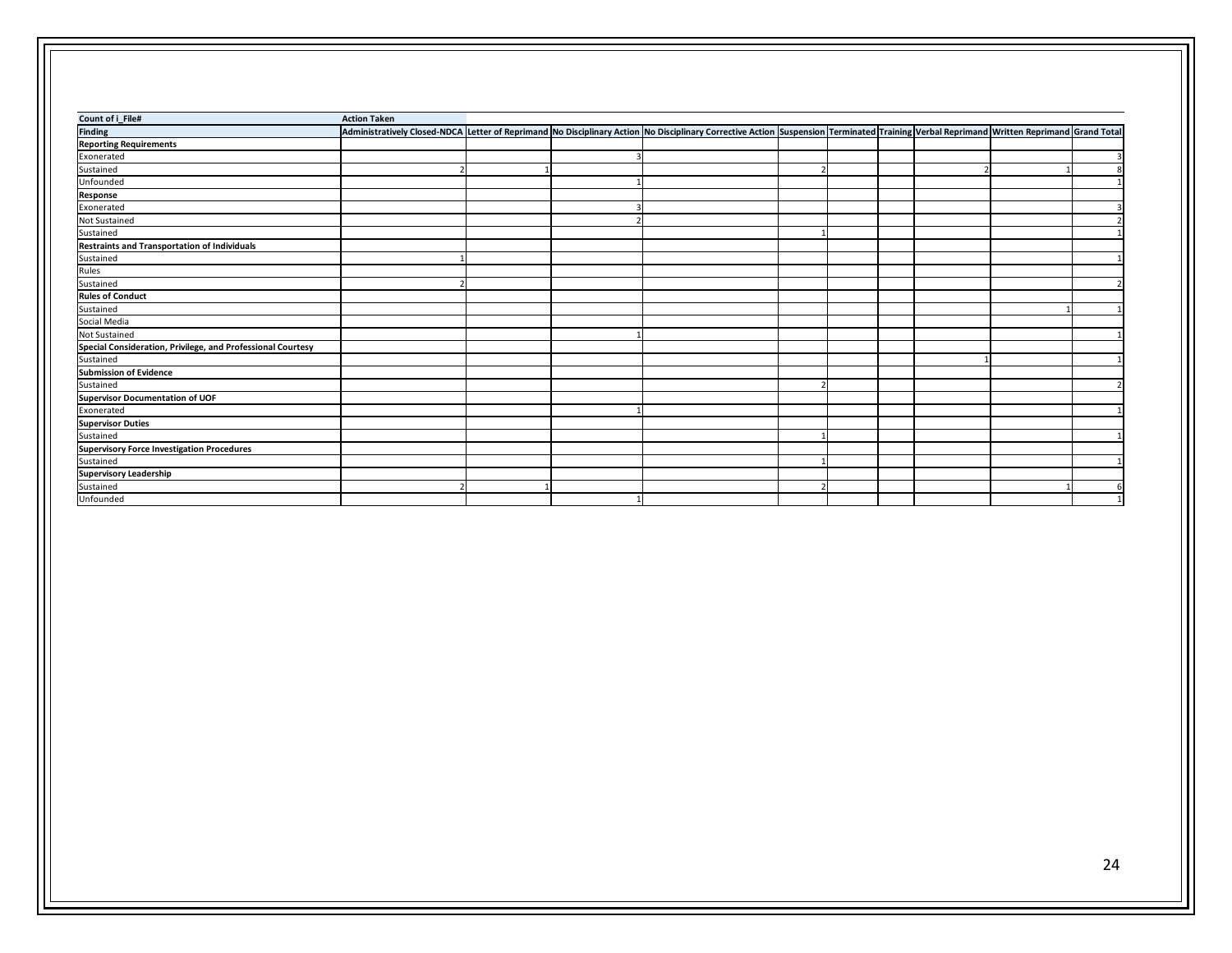| Count of i_File# | Action Taken | | | | | | | | | |
|---|---|---|---|---|---|---|---|---|---|---|
| **Finding** | **Administratively Closed-NDCA** | **Letter of Reprimand** | **No Disciplinary Action** | **No Disciplinary Corrective Action** | **Suspension** | **Terminated** | **Training** | **Verbal Reprimand** | **Written Reprimand** | **Grand Total** |
| **Reporting Requirements** | | | | | | | | | | |
| Exonerated | | | 3 | | | | | | | 3 |
| Sustained | 2 | 1 | | | 2 | | | 2 | 1 | 8 |
| Unfounded | | | 1 | | | | | | | 1 |
| **Response** | | | | | | | | | | |
| Exonerated | | | 3 | | | | | | | 3 |
| Not Sustained | | | 2 | | | | | | | 2 |
| Sustained | | | | | 1 | | | | | 1 |
| **Restraints and Transportation of Individuals** | | | | | | | | | | |
| Sustained | 1 | | | | | | | | | 1 |
| Rules | | | | | | | | | | |
| Sustained | 2 | | | | | | | | | 2 |
| **Rules of Conduct** | | | | | | | | | | |
| Sustained | | | | | | | | | 1 | 1 |
| Social Media | | | | | | | | | | |
| Not Sustained | | | 1 | | | | | | | 1 |
| **Special Consideration, Privilege, and Professional Courtesy** | | | | | | | | | | |
| Sustained | | | | | | | | 1 | | 1 |
| **Submission of Evidence** | | | | | | | | | | |
| Sustained | | | | | 2 | | | | | 2 |
| **Supervisor Documentation of UOF** | | | | | | | | | | |
| Exonerated | | | 1 | | | | | | | 1 |
| **Supervisor Duties** | | | | | | | | | | |
| Sustained | | | | | 1 | | | | | 1 |
| **Supervisory Force Investigation Procedures** | | | | | | | | | | |
| Sustained | | | | | 1 | | | | | 1 |
| **Supervisory Leadership** | | | | | | | | | | |
| Sustained | 2 | 1 | | | 2 | | | | 1 | 6 |
| Unfounded | | | 1 | | | | | | | 1 |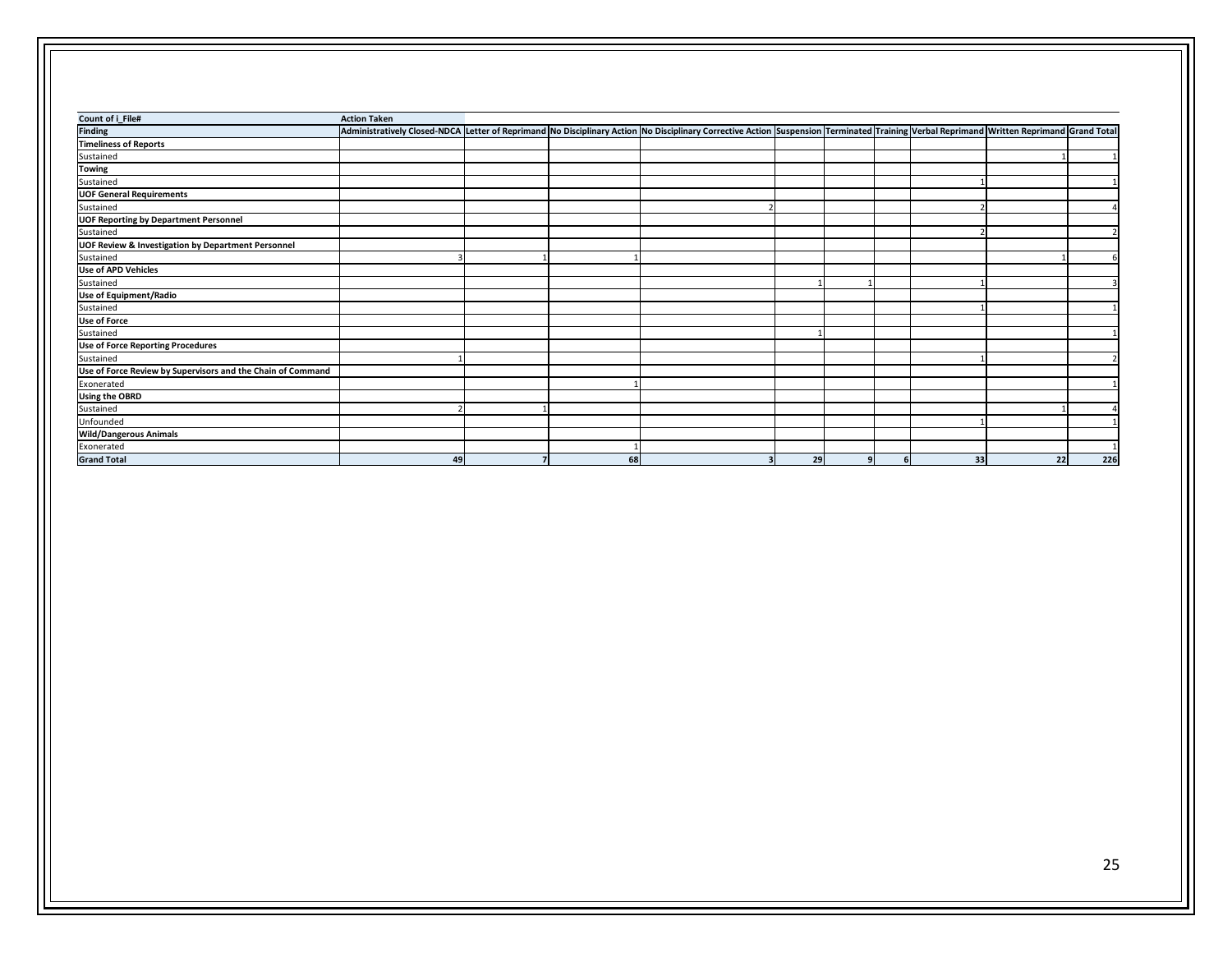| Count of i_File# | Action Taken | | | | | | | | | |
|---|---|---|---|---|---|---|---|---|---|---|
| **Finding** | **Administratively Closed-NDCA** | **Letter of Reprimand** | **No Disciplinary Action** | **No Disciplinary Corrective Action** | **Suspension** | **Terminated** | **Training** | **Verbal Reprimand** | **Written Reprimand** | **Grand Total** |
| **Timeliness of Reports** | | | | | | | | | | |
| Sustained | | | | | | | | | 1 | 1 |
| **Towing** | | | | | | | | | | |
| Sustained | | | | | | | | 1 | | 1 |
| **UOF General Requirements** | | | | | | | | | | |
| Sustained | | | | 2 | | | | 2 | | 4 |
| **UOF Reporting by Department Personnel** | | | | | | | | | | |
| Sustained | | | | | | | | 2 | | 2 |
| **UOF Review & Investigation by Department Personnel** | | | | | | | | | | |
| Sustained | 3 | 1 | 1 | | | | | | 1 | 6 |
| **Use of APD Vehicles** | | | | | | | | | | |
| Sustained | | | | | 1 | 1 | | 1 | | 3 |
| **Use of Equipment/Radio** | | | | | | | | | | |
| Sustained | | | | | | | | 1 | | 1 |
| **Use of Force** | | | | | | | | | | |
| Sustained | | | | | 1 | | | | | 1 |
| **Use of Force Reporting Procedures** | | | | | | | | | | |
| Sustained | 1 | | | | | | | 1 | | 2 |
| **Use of Force Review by Supervisors and the Chain of Command** | | | | | | | | | | |
| Exonerated | | | 1 | | | | | | | 1 |
| **Using the OBRD** | | | | | | | | | | |
| Sustained | 2 | 1 | | | | | | | 1 | 4 |
| Unfounded | | | | | | | | 1 | | 1 |
| **Wild/Dangerous Animals** | | | | | | | | | | |
| Exonerated | | | 1 | | | | | | | 1 |
| **Grand Total** | **49** | **7** | **68** | **3** | **29** | **9** | **6** | **33** | **22** | **226** |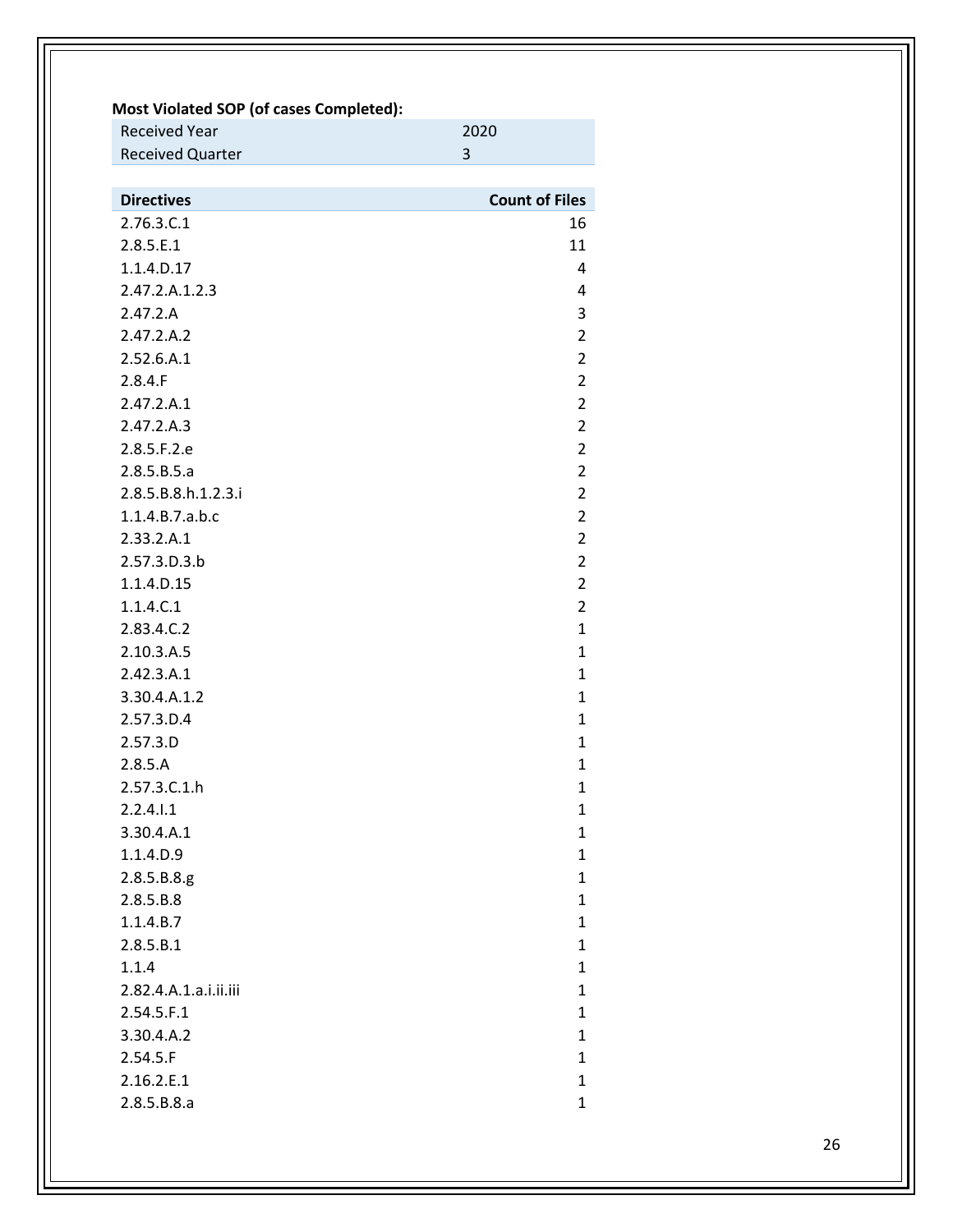**Most Violated SOP (of cases Completed):**

| Received Year | 2020 |
|---|---|
| Received Quarter | 3 |

| Directives | Count of Files |
|---|---|
| 2.76.3.C.1 | 16 |
| 2.8.5.E.1 | 11 |
| 1.1.4.D.17 | 4 |
| 2.47.2.A.1.2.3 | 4 |
| 2.47.2.A | 3 |
| 2.47.2.A.2 | 2 |
| 2.52.6.A.1 | 2 |
| 2.8.4.F | 2 |
| 2.47.2.A.1 | 2 |
| 2.47.2.A.3 | 2 |
| 2.8.5.F.2.e | 2 |
| 2.8.5.B.5.a | 2 |
| 2.8.5.B.8.h.1.2.3.i | 2 |
| 1.1.4.B.7.a.b.c | 2 |
| 2.33.2.A.1 | 2 |
| 2.57.3.D.3.b | 2 |
| 1.1.4.D.15 | 2 |
| 1.1.4.C.1 | 2 |
| 2.83.4.C.2 | 1 |
| 2.10.3.A.5 | 1 |
| 2.42.3.A.1 | 1 |
| 3.30.4.A.1.2 | 1 |
| 2.57.3.D.4 | 1 |
| 2.57.3.D | 1 |
| 2.8.5.A | 1 |
| 2.57.3.C.1.h | 1 |
| 2.2.4.I.1 | 1 |
| 3.30.4.A.1 | 1 |
| 1.1.4.D.9 | 1 |
| 2.8.5.B.8.g | 1 |
| 2.8.5.B.8 | 1 |
| 1.1.4.B.7 | 1 |
| 2.8.5.B.1 | 1 |
| 1.1.4 | 1 |
| 2.82.4.A.1.a.i.ii.iii | 1 |
| 2.54.5.F.1 | 1 |
| 3.30.4.A.2 | 1 |
| 2.54.5.F | 1 |
| 2.16.2.E.1 | 1 |
| 2.8.5.B.8.a | 1 |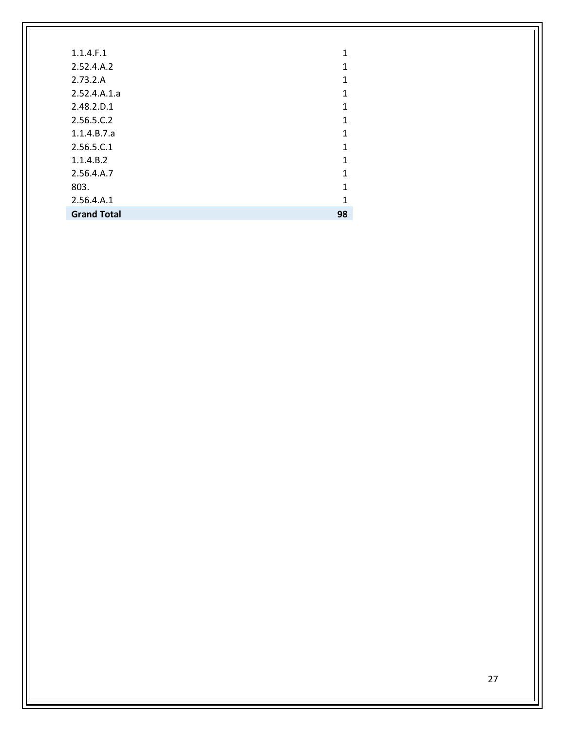| | |
|---|---|
| 1.1.4.F.1 | 1 |
| 2.52.4.A.2 | 1 |
| 2.73.2.A | 1 |
| 2.52.4.A.1.a | 1 |
| 2.48.2.D.1 | 1 |
| 2.56.5.C.2 | 1 |
| 1.1.4.B.7.a | 1 |
| 2.56.5.C.1 | 1 |
| 1.1.4.B.2 | 1 |
| 2.56.4.A.7 | 1 |
| 803. | 1 |
| 2.56.4.A.1 | 1 |
| **Grand Total** | **98** |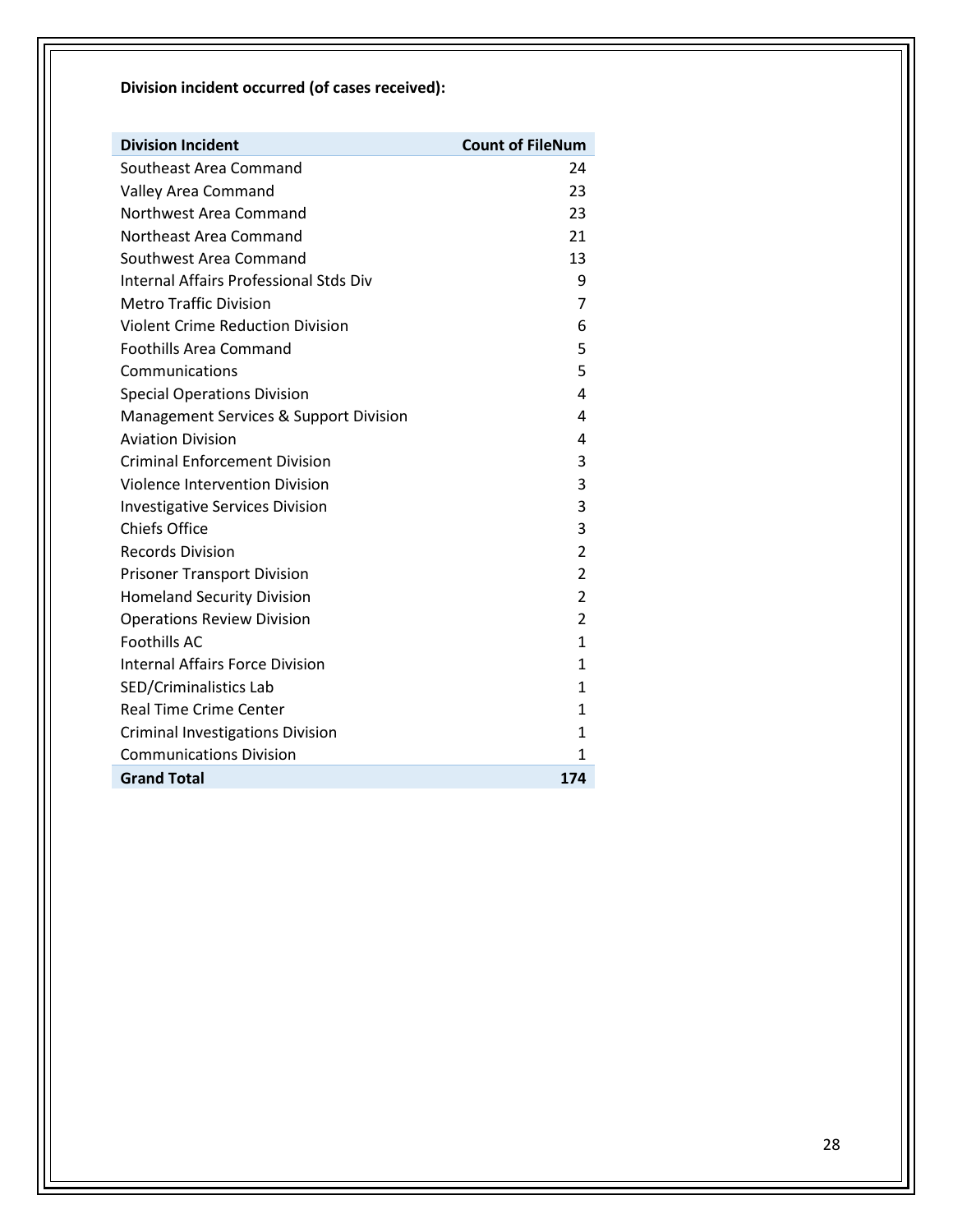**Division incident occurred (of cases received):**

| Division Incident | Count of FileNum |
|---|---|
| Southeast Area Command | 24 |
| Valley Area Command | 23 |
| Northwest Area Command | 23 |
| Northeast Area Command | 21 |
| Southwest Area Command | 13 |
| Internal Affairs Professional Stds Div | 9 |
| Metro Traffic Division | 7 |
| Violent Crime Reduction Division | 6 |
| Foothills Area Command | 5 |
| Communications | 5 |
| Special Operations Division | 4 |
| Management Services & Support Division | 4 |
| Aviation Division | 4 |
| Criminal Enforcement Division | 3 |
| Violence Intervention Division | 3 |
| Investigative Services Division | 3 |
| Chiefs Office | 3 |
| Records Division | 2 |
| Prisoner Transport Division | 2 |
| Homeland Security Division | 2 |
| Operations Review Division | 2 |
| Foothills AC | 1 |
| Internal Affairs Force Division | 1 |
| SED/Criminalistics Lab | 1 |
| Real Time Crime Center | 1 |
| Criminal Investigations Division | 1 |
| Communications Division | 1 |
| **Grand Total** | **174** |